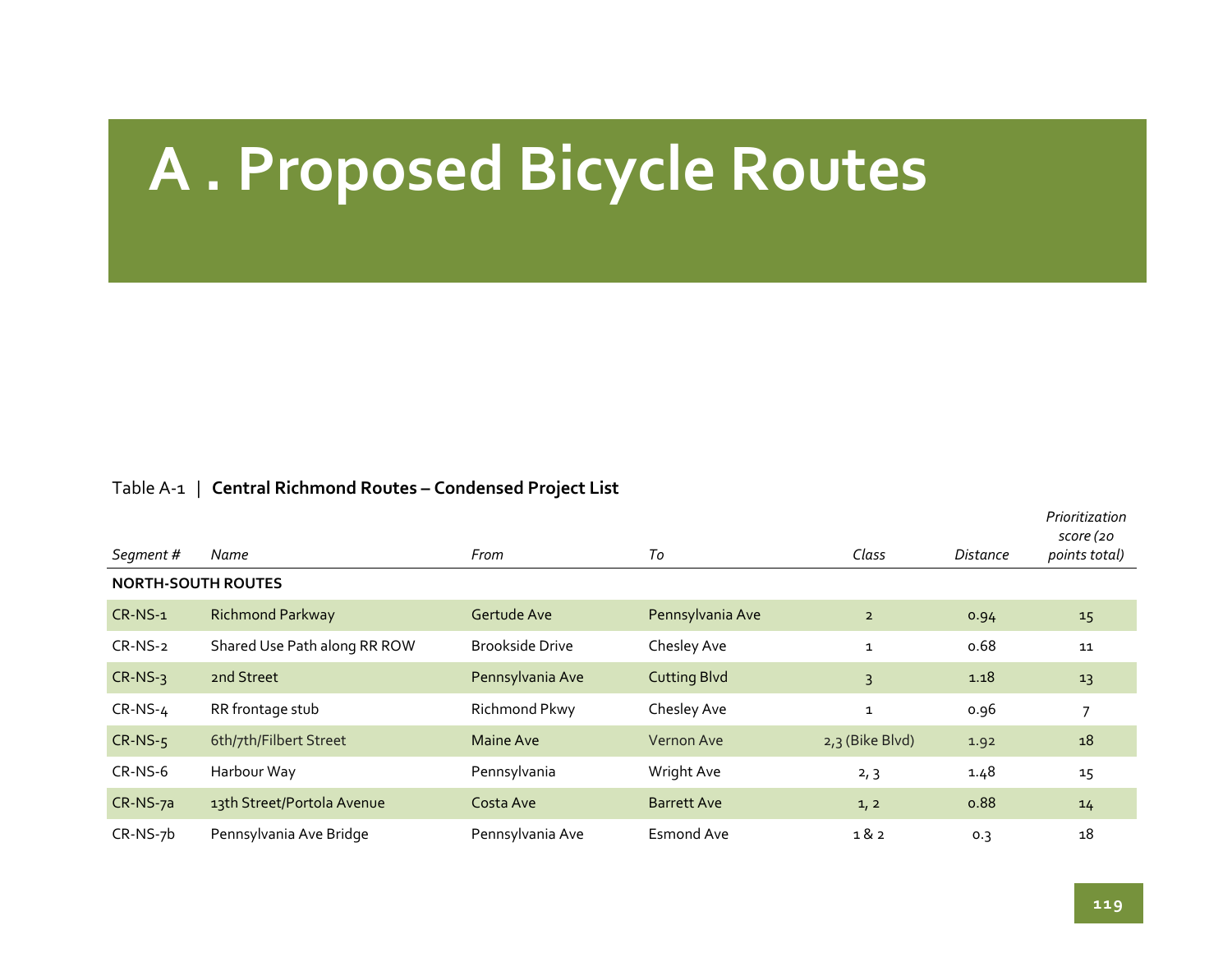# A . Proposed Bicycle Routes

Table A-1 | **Central Richmond Routes – Condensed Project List**

| *Segment #* | *Name* | *From* | *To* | *Class* | *Distance* | *Prioritization score (20 points total)* |
|---|---|---|---|---|---|---|
| **NORTH-SOUTH ROUTES** | | | | | | |
| CR-NS-1 | Richmond Parkway | Gertude Ave | Pennsylvania Ave | 2 | 0.94 | 15 |
| CR-NS-2 | Shared Use Path along RR ROW | Brookside Drive | Chesley Ave | 1 | 0.68 | 11 |
| CR-NS-3 | 2nd Street | Pennsylvania Ave | Cutting Blvd | 3 | 1.18 | 13 |
| CR-NS-4 | RR frontage stub | Richmond Pkwy | Chesley Ave | 1 | 0.96 | 7 |
| CR-NS-5 | 6th/7th/Filbert Street | Maine Ave | Vernon Ave | 2,3 (Bike Blvd) | 1.92 | 18 |
| CR-NS-6 | Harbour Way | Pennsylvania | Wright Ave | 2, 3 | 1.48 | 15 |
| CR-NS-7a | 13th Street/Portola Avenue | Costa Ave | Barrett Ave | 1, 2 | 0.88 | 14 |
| CR-NS-7b | Pennsylvania Ave Bridge | Pennsylvania Ave | Esmond Ave | 1 & 2 | 0.3 | 18 |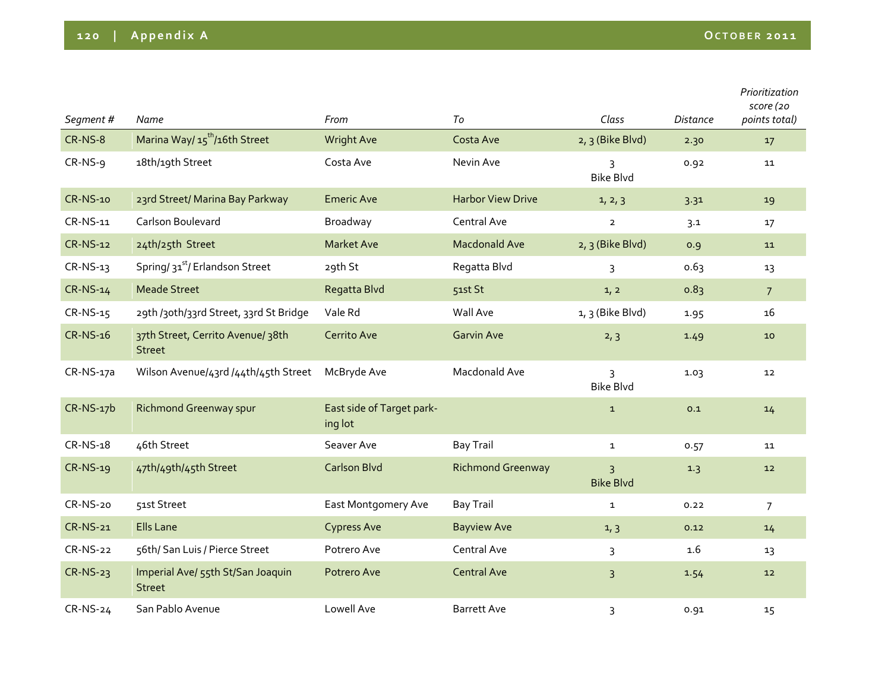| Segment # | Name | From | To | Class | Distance | Prioritization score (20 points total) |
|---|---|---|---|---|---|---|
| CR-NS-8 | Marina Way/ 15th/16th Street | Wright Ave | Costa Ave | 2, 3 (Bike Blvd) | 2.30 | 17 |
| CR-NS-9 | 18th/19th Street | Costa Ave | Nevin Ave | 3 Bike Blvd | 0.92 | 11 |
| CR-NS-10 | 23rd Street/ Marina Bay Parkway | Emeric Ave | Harbor View Drive | 1, 2, 3 | 3.31 | 19 |
| CR-NS-11 | Carlson Boulevard | Broadway | Central Ave | 2 | 3.1 | 17 |
| CR-NS-12 | 24th/25th Street | Market Ave | Macdonald Ave | 2, 3 (Bike Blvd) | 0.9 | 11 |
| CR-NS-13 | Spring/ 31st/ Erlandson Street | 29th St | Regatta Blvd | 3 | 0.63 | 13 |
| CR-NS-14 | Meade Street | Regatta Blvd | 51st St | 1, 2 | 0.83 | 7 |
| CR-NS-15 | 29th /30th/33rd Street, 33rd St Bridge | Vale Rd | Wall Ave | 1, 3 (Bike Blvd) | 1.95 | 16 |
| CR-NS-16 | 37th Street, Cerrito Avenue/ 38th Street | Cerrito Ave | Garvin Ave | 2, 3 | 1.49 | 10 |
| CR-NS-17a | Wilson Avenue/43rd /44th/45th Street | McBryde Ave | Macdonald Ave | 3 Bike Blvd | 1.03 | 12 |
| CR-NS-17b | Richmond Greenway spur | East side of Target parking lot | | 1 | 0.1 | 14 |
| CR-NS-18 | 46th Street | Seaver Ave | Bay Trail | 1 | 0.57 | 11 |
| CR-NS-19 | 47th/49th/45th Street | Carlson Blvd | Richmond Greenway | 3 Bike Blvd | 1.3 | 12 |
| CR-NS-20 | 51st Street | East Montgomery Ave | Bay Trail | 1 | 0.22 | 7 |
| CR-NS-21 | Ells Lane | Cypress Ave | Bayview Ave | 1, 3 | 0.12 | 14 |
| CR-NS-22 | 56th/ San Luis / Pierce Street | Potrero Ave | Central Ave | 3 | 1.6 | 13 |
| CR-NS-23 | Imperial Ave/ 55th St/San Joaquin Street | Potrero Ave | Central Ave | 3 | 1.54 | 12 |
| CR-NS-24 | San Pablo Avenue | Lowell Ave | Barrett Ave | 3 | 0.91 | 15 |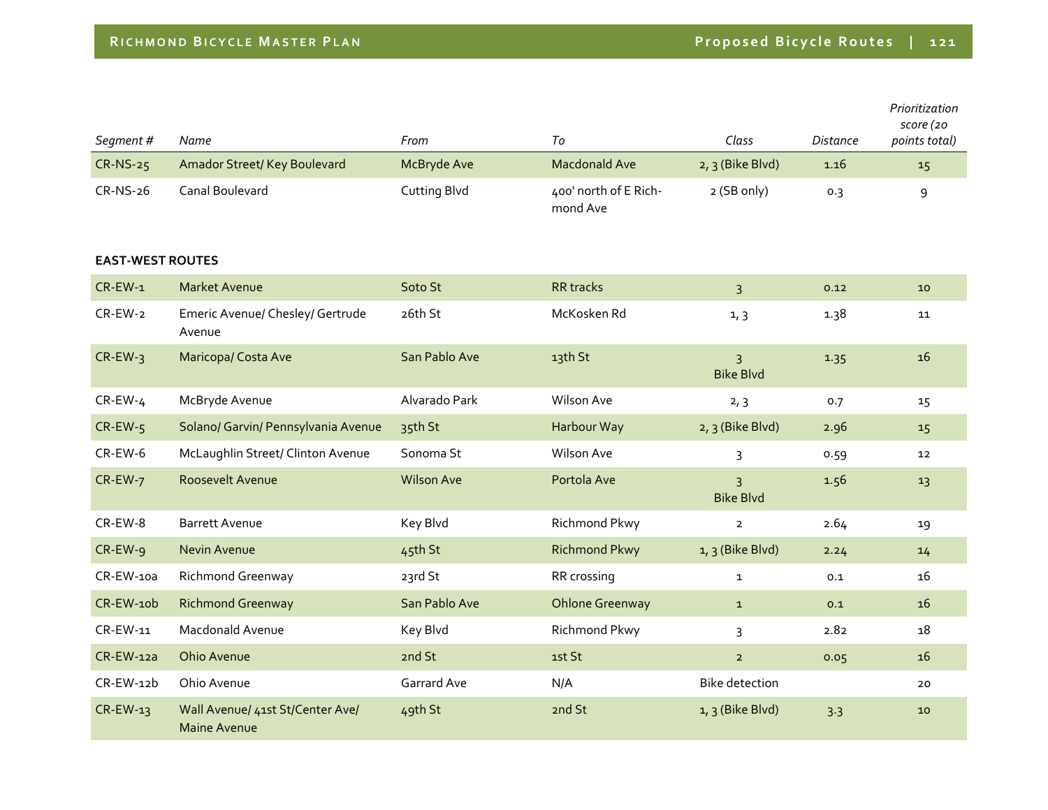| *Segment #* | *Name* | *From* | *To* | *Class* | *Distance* | *Prioritization score (20 points total)* |
|---|---|---|---|---|---|---|
| CR-NS-25 | Amador Street/ Key Boulevard | McBryde Ave | Macdonald Ave | 2, 3 (Bike Blvd) | 1.16 | 15 |
| CR-NS-26 | Canal Boulevard | Cutting Blvd | 400' north of E Richmond Ave | 2 (SB only) | 0.3 | 9 |
| **EAST-WEST ROUTES** | | | | | | |
| CR-EW-1 | Market Avenue | Soto St | RR tracks | 3 | 0.12 | 10 |
| CR-EW-2 | Emeric Avenue/ Chesley/ Gertrude Avenue | 26th St | McKosken Rd | 1, 3 | 1.38 | 11 |
| CR-EW-3 | Maricopa/ Costa Ave | San Pablo Ave | 13th St | 3 Bike Blvd | 1.35 | 16 |
| CR-EW-4 | McBryde Avenue | Alvarado Park | Wilson Ave | 2, 3 | 0.7 | 15 |
| CR-EW-5 | Solano/ Garvin/ Pennsylvania Avenue | 35th St | Harbour Way | 2, 3 (Bike Blvd) | 2.96 | 15 |
| CR-EW-6 | McLaughlin Street/ Clinton Avenue | Sonoma St | Wilson Ave | 3 | 0.59 | 12 |
| CR-EW-7 | Roosevelt Avenue | Wilson Ave | Portola Ave | 3 Bike Blvd | 1.56 | 13 |
| CR-EW-8 | Barrett Avenue | Key Blvd | Richmond Pkwy | 2 | 2.64 | 19 |
| CR-EW-9 | Nevin Avenue | 45th St | Richmond Pkwy | 1, 3 (Bike Blvd) | 2.24 | 14 |
| CR-EW-10a | Richmond Greenway | 23rd St | RR crossing | 1 | 0.1 | 16 |
| CR-EW-10b | Richmond Greenway | San Pablo Ave | Ohlone Greenway | 1 | 0.1 | 16 |
| CR-EW-11 | Macdonald Avenue | Key Blvd | Richmond Pkwy | 3 | 2.82 | 18 |
| CR-EW-12a | Ohio Avenue | 2nd St | 1st St | 2 | 0.05 | 16 |
| CR-EW-12b | Ohio Avenue | Garrard Ave | N/A | Bike detection | | 20 |
| CR-EW-13 | Wall Avenue/ 41st St/Center Ave/ Maine Avenue | 49th St | 2nd St | 1, 3 (Bike Blvd) | 3.3 | 10 |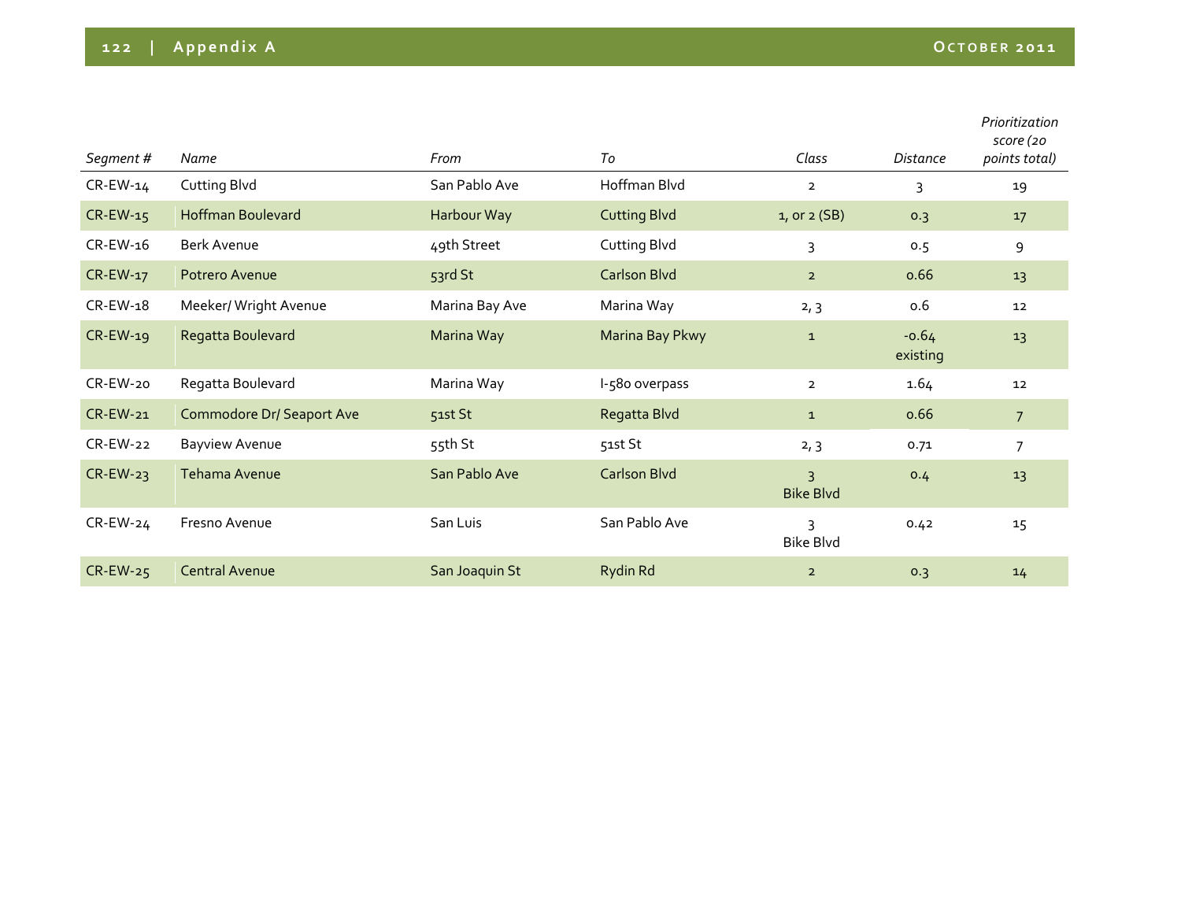| *Segment #* | *Name* | *From* | *To* | *Class* | *Distance* | *Prioritization score (20 points total)* |
|---|---|---|---|---|---|---|
| CR-EW-14 | Cutting Blvd | San Pablo Ave | Hoffman Blvd | 2 | 3 | 19 |
| CR-EW-15 | Hoffman Boulevard | Harbour Way | Cutting Blvd | 1, or 2 (SB) | 0.3 | 17 |
| CR-EW-16 | Berk Avenue | 49th Street | Cutting Blvd | 3 | 0.5 | 9 |
| CR-EW-17 | Potrero Avenue | 53rd St | Carlson Blvd | 2 | 0.66 | 13 |
| CR-EW-18 | Meeker/ Wright Avenue | Marina Bay Ave | Marina Way | 2, 3 | 0.6 | 12 |
| CR-EW-19 | Regatta Boulevard | Marina Way | Marina Bay Pkwy | 1 | -0.64 existing | 13 |
| CR-EW-20 | Regatta Boulevard | Marina Way | I-580 overpass | 2 | 1.64 | 12 |
| CR-EW-21 | Commodore Dr/ Seaport Ave | 51st St | Regatta Blvd | 1 | 0.66 | 7 |
| CR-EW-22 | Bayview Avenue | 55th St | 51st St | 2, 3 | 0.71 | 7 |
| CR-EW-23 | Tehama Avenue | San Pablo Ave | Carlson Blvd | 3 Bike Blvd | 0.4 | 13 |
| CR-EW-24 | Fresno Avenue | San Luis | San Pablo Ave | 3 Bike Blvd | 0.42 | 15 |
| CR-EW-25 | Central Avenue | San Joaquin St | Rydin Rd | 2 | 0.3 | 14 |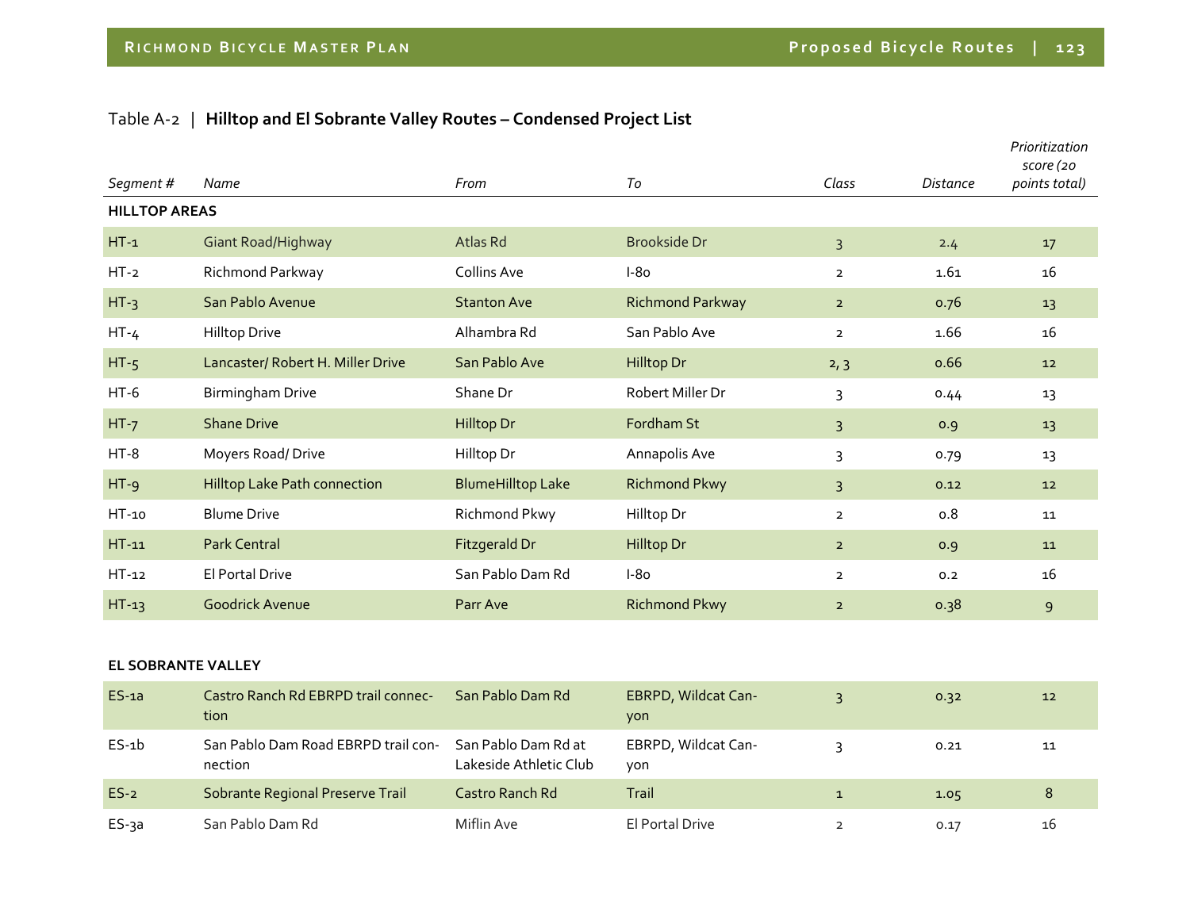Table A-2 | **Hilltop and El Sobrante Valley Routes – Condensed Project List**

| *Segment #* | *Name* | *From* | *To* | *Class* | *Distance* | *Prioritization score (20 points total)* |
|---|---|---|---|---|---|---|
| **HILLTOP AREAS** | | | | | | |
| HT-1 | Giant Road/Highway | Atlas Rd | Brookside Dr | 3 | 2.4 | 17 |
| HT-2 | Richmond Parkway | Collins Ave | I-80 | 2 | 1.61 | 16 |
| HT-3 | San Pablo Avenue | Stanton Ave | Richmond Parkway | 2 | 0.76 | 13 |
| HT-4 | Hilltop Drive | Alhambra Rd | San Pablo Ave | 2 | 1.66 | 16 |
| HT-5 | Lancaster/ Robert H. Miller Drive | San Pablo Ave | Hilltop Dr | 2, 3 | 0.66 | 12 |
| HT-6 | Birmingham Drive | Shane Dr | Robert Miller Dr | 3 | 0.44 | 13 |
| HT-7 | Shane Drive | Hilltop Dr | Fordham St | 3 | 0.9 | 13 |
| HT-8 | Moyers Road/ Drive | Hilltop Dr | Annapolis Ave | 3 | 0.79 | 13 |
| HT-9 | Hilltop Lake Path connection | BlumeHilltop Lake | Richmond Pkwy | 3 | 0.12 | 12 |
| HT-10 | Blume Drive | Richmond Pkwy | Hilltop Dr | 2 | 0.8 | 11 |
| HT-11 | Park Central | Fitzgerald Dr | Hilltop Dr | 2 | 0.9 | 11 |
| HT-12 | El Portal Drive | San Pablo Dam Rd | I-80 | 2 | 0.2 | 16 |
| HT-13 | Goodrick Avenue | Parr Ave | Richmond Pkwy | 2 | 0.38 | 9 |
| **EL SOBRANTE VALLEY** | | | | | | |
| ES-1a | Castro Ranch Rd EBRPD trail connection | San Pablo Dam Rd | EBRPD, Wildcat Canyon | 3 | 0.32 | 12 |
| ES-1b | San Pablo Dam Road EBRPD trail connection | San Pablo Dam Rd at Lakeside Athletic Club | EBRPD, Wildcat Canyon | 3 | 0.21 | 11 |
| ES-2 | Sobrante Regional Preserve Trail | Castro Ranch Rd | Trail | 1 | 1.05 | 8 |
| ES-3a | San Pablo Dam Rd | Miflin Ave | El Portal Drive | 2 | 0.17 | 16 |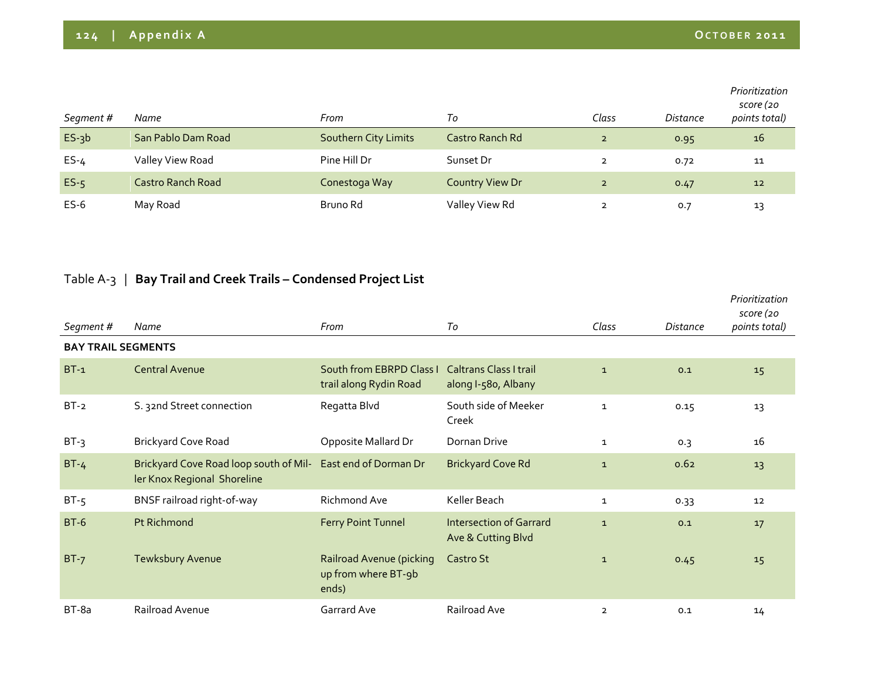| Segment # | Name | From | To | Class | Distance | Prioritization score (20 points total) |
|---|---|---|---|---|---|---|
| ES-3b | San Pablo Dam Road | Southern City Limits | Castro Ranch Rd | 2 | 0.95 | 16 |
| ES-4 | Valley View Road | Pine Hill Dr | Sunset Dr | 2 | 0.72 | 11 |
| ES-5 | Castro Ranch Road | Conestoga Way | Country View Dr | 2 | 0.47 | 12 |
| ES-6 | May Road | Bruno Rd | Valley View Rd | 2 | 0.7 | 13 |

Table A-3 | **Bay Trail and Creek Trails – Condensed Project List**

| Segment # | Name | From | To | Class | Distance | Prioritization score (20 points total) |
|---|---|---|---|---|---|---|
| **BAY TRAIL SEGMENTS** | | | | | | |
| BT-1 | Central Avenue | South from EBRPD Class I trail along Rydin Road | Caltrans Class I trail along I-580, Albany | 1 | 0.1 | 15 |
| BT-2 | S. 32nd Street connection | Regatta Blvd | South side of Meeker Creek | 1 | 0.15 | 13 |
| BT-3 | Brickyard Cove Road | Opposite Mallard Dr | Dornan Drive | 1 | 0.3 | 16 |
| BT-4 | Brickyard Cove Road loop south of Miller Knox Regional Shoreline | East end of Dorman Dr | Brickyard Cove Rd | 1 | 0.62 | 13 |
| BT-5 | BNSF railroad right-of-way | Richmond Ave | Keller Beach | 1 | 0.33 | 12 |
| BT-6 | Pt Richmond | Ferry Point Tunnel | Intersection of Garrard Ave & Cutting Blvd | 1 | 0.1 | 17 |
| BT-7 | Tewksbury Avenue | Railroad Avenue (picking up from where BT-9b ends) | Castro St | 1 | 0.45 | 15 |
| BT-8a | Railroad Avenue | Garrard Ave | Railroad Ave | 2 | 0.1 | 14 |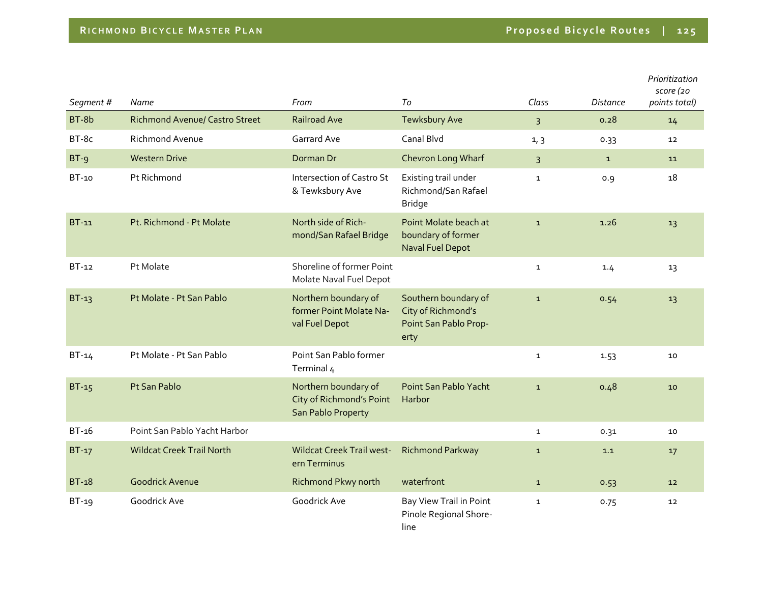| *Segment #* | *Name* | *From* | *To* | *Class* | *Distance* | *Prioritization score (20 points total)* |
|---|---|---|---|---|---|---|
| BT-8b | Richmond Avenue/ Castro Street | Railroad Ave | Tewksbury Ave | 3 | 0.28 | 14 |
| BT-8c | Richmond Avenue | Garrard Ave | Canal Blvd | 1, 3 | 0.33 | 12 |
| BT-9 | Western Drive | Dorman Dr | Chevron Long Wharf | 3 | 1 | 11 |
| BT-10 | Pt Richmond | Intersection of Castro St & Tewksbury Ave | Existing trail under Richmond/San Rafael Bridge | 1 | 0.9 | 18 |
| BT-11 | Pt. Richmond - Pt Molate | North side of Richmond/San Rafael Bridge | Point Molate beach at boundary of former Naval Fuel Depot | 1 | 1.26 | 13 |
| BT-12 | Pt Molate | Shoreline of former Point Molate Naval Fuel Depot | | 1 | 1.4 | 13 |
| BT-13 | Pt Molate - Pt San Pablo | Northern boundary of former Point Molate Naval Fuel Depot | Southern boundary of City of Richmond's Point San Pablo Property | 1 | 0.54 | 13 |
| BT-14 | Pt Molate - Pt San Pablo | Point San Pablo former Terminal 4 | | 1 | 1.53 | 10 |
| BT-15 | Pt San Pablo | Northern boundary of City of Richmond's Point San Pablo Property | Point San Pablo Yacht Harbor | 1 | 0.48 | 10 |
| BT-16 | Point San Pablo Yacht Harbor | | | 1 | 0.31 | 10 |
| BT-17 | Wildcat Creek Trail North | Wildcat Creek Trail western Terminus | Richmond Parkway | 1 | 1.1 | 17 |
| BT-18 | Goodrick Avenue | Richmond Pkwy north | waterfront | 1 | 0.53 | 12 |
| BT-19 | Goodrick Ave | Goodrick Ave | Bay View Trail in Point Pinole Regional Shoreline | 1 | 0.75 | 12 |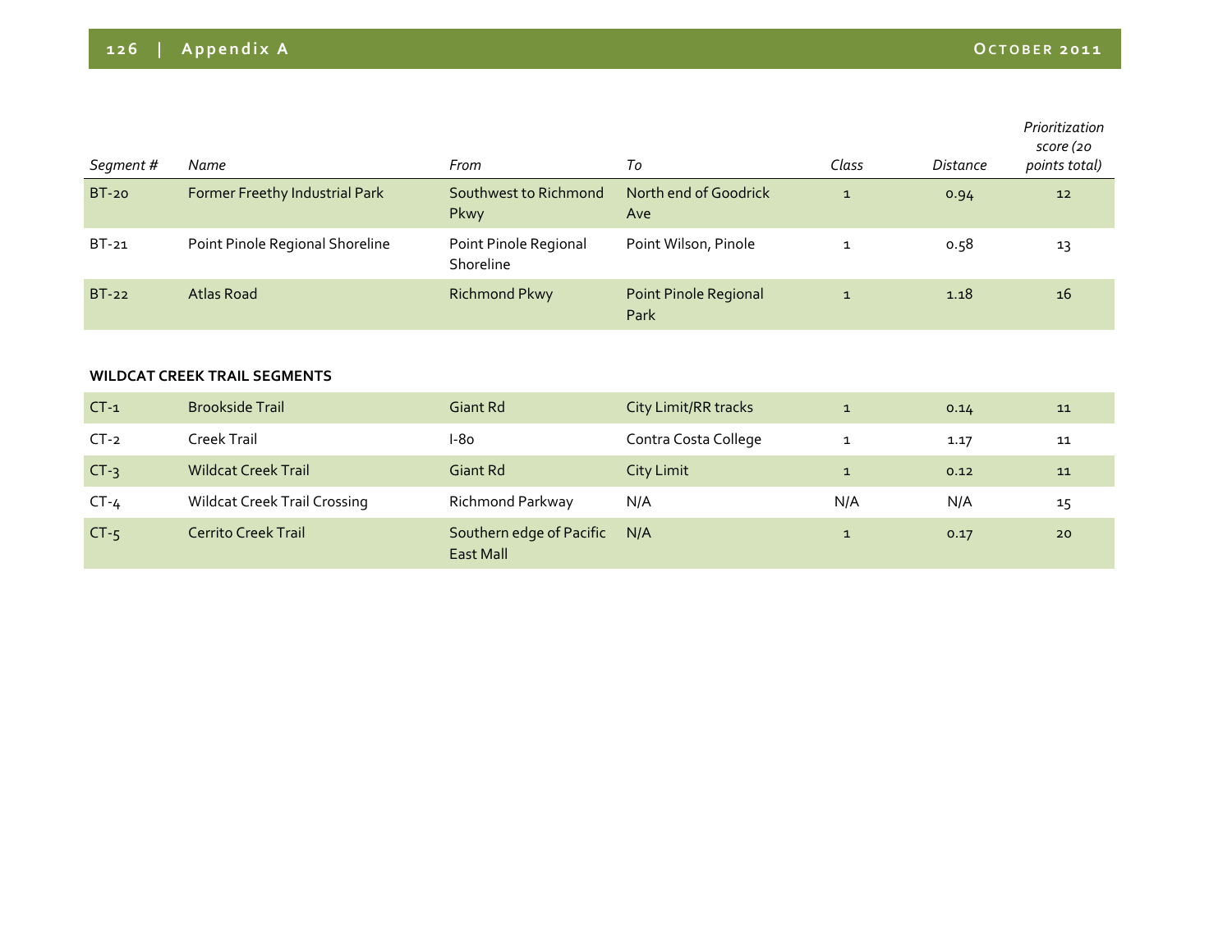| Segment # | Name | From | To | Class | Distance | Prioritization score (20 points total) |
|---|---|---|---|---|---|---|
| BT-20 | Former Freethy Industrial Park | Southwest to Richmond Pkwy | North end of Goodrick Ave | 1 | 0.94 | 12 |
| BT-21 | Point Pinole Regional Shoreline | Point Pinole Regional Shoreline | Point Wilson, Pinole | 1 | 0.58 | 13 |
| BT-22 | Atlas Road | Richmond Pkwy | Point Pinole Regional Park | 1 | 1.18 | 16 |

**WILDCAT CREEK TRAIL SEGMENTS**

| Segment # | Name | From | To | Class | Distance | Prioritization score (20 points total) |
|---|---|---|---|---|---|---|
| CT-1 | Brookside Trail | Giant Rd | City Limit/RR tracks | 1 | 0.14 | 11 |
| CT-2 | Creek Trail | I-80 | Contra Costa College | 1 | 1.17 | 11 |
| CT-3 | Wildcat Creek Trail | Giant Rd | City Limit | 1 | 0.12 | 11 |
| CT-4 | Wildcat Creek Trail Crossing | Richmond Parkway | N/A | N/A | N/A | 15 |
| CT-5 | Cerrito Creek Trail | Southern edge of Pacific East Mall | N/A | 1 | 0.17 | 20 |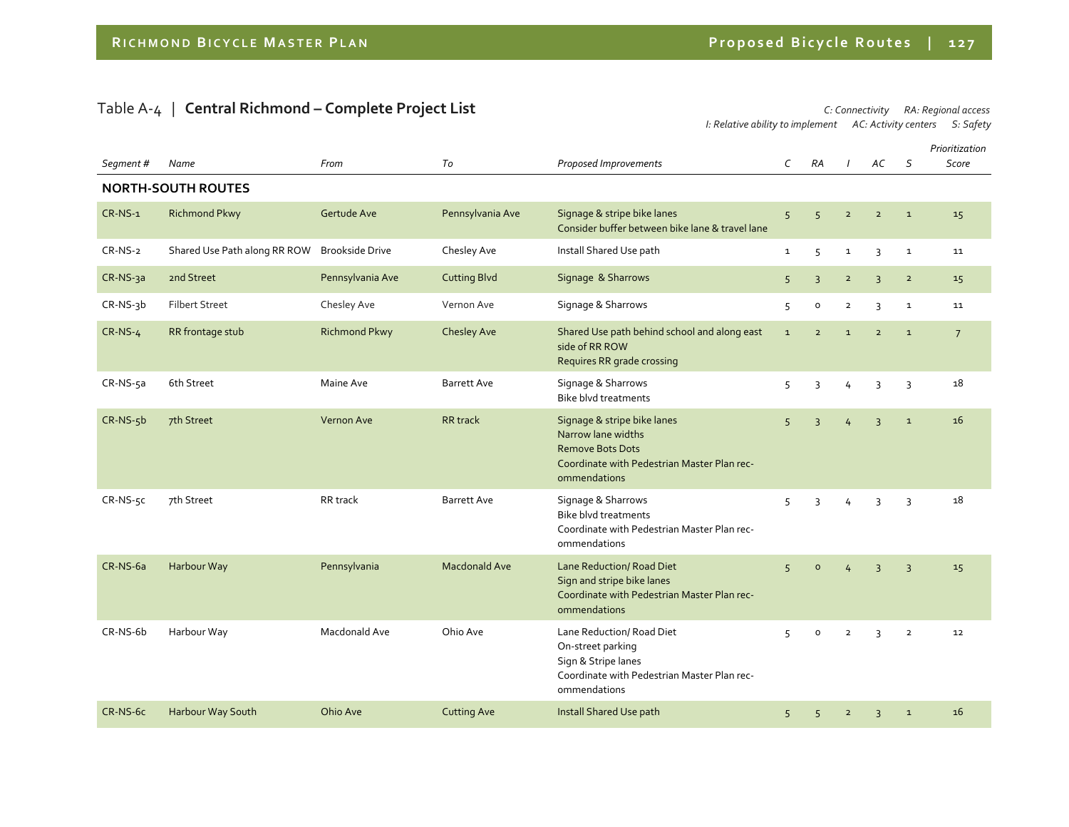## Table A-4 | **Central Richmond – Complete Project List**

*C: Connectivity RA: Regional access*
*I: Relative ability to implement AC: Activity centers S: Safety*

| *Segment #* | *Name* | *From* | *To* | *Proposed Improvements* | *C* | *RA* | *I* | *AC* | *S* | *Prioritization Score* |
|---|---|---|---|---|---|---|---|---|---|---|
| **NORTH-SOUTH ROUTES** | | | | | | | | | | |
| CR-NS-1 | Richmond Pkwy | Gertude Ave | Pennsylvania Ave | Signage & stripe bike lanes<br>Consider buffer between bike lane & travel lane | 5 | 5 | 2 | 2 | 1 | 15 |
| CR-NS-2 | Shared Use Path along RR ROW | Brookside Drive | Chesley Ave | Install Shared Use path | 1 | 5 | 1 | 3 | 1 | 11 |
| CR-NS-3a | 2nd Street | Pennsylvania Ave | Cutting Blvd | Signage & Sharrows | 5 | 3 | 2 | 3 | 2 | 15 |
| CR-NS-3b | Filbert Street | Chesley Ave | Vernon Ave | Signage & Sharrows | 5 | 0 | 2 | 3 | 1 | 11 |
| CR-NS-4 | RR frontage stub | Richmond Pkwy | Chesley Ave | Shared Use path behind school and along east side of RR ROW<br>Requires RR grade crossing | 1 | 2 | 1 | 2 | 1 | 7 |
| CR-NS-5a | 6th Street | Maine Ave | Barrett Ave | Signage & Sharrows<br>Bike blvd treatments | 5 | 3 | 4 | 3 | 3 | 18 |
| CR-NS-5b | 7th Street | Vernon Ave | RR track | Signage & stripe bike lanes<br>Narrow lane widths<br>Remove Bots Dots<br>Coordinate with Pedestrian Master Plan recommendations | 5 | 3 | 4 | 3 | 1 | 16 |
| CR-NS-5c | 7th Street | RR track | Barrett Ave | Signage & Sharrows<br>Bike blvd treatments<br>Coordinate with Pedestrian Master Plan recommendations | 5 | 3 | 4 | 3 | 3 | 18 |
| CR-NS-6a | Harbour Way | Pennsylvania | Macdonald Ave | Lane Reduction/ Road Diet<br>Sign and stripe bike lanes<br>Coordinate with Pedestrian Master Plan recommendations | 5 | 0 | 4 | 3 | 3 | 15 |
| CR-NS-6b | Harbour Way | Macdonald Ave | Ohio Ave | Lane Reduction/ Road Diet<br>On-street parking<br>Sign & Stripe lanes<br>Coordinate with Pedestrian Master Plan recommendations | 5 | 0 | 2 | 3 | 2 | 12 |
| CR-NS-6c | Harbour Way South | Ohio Ave | Cutting Ave | Install Shared Use path | 5 | 5 | 2 | 3 | 1 | 16 |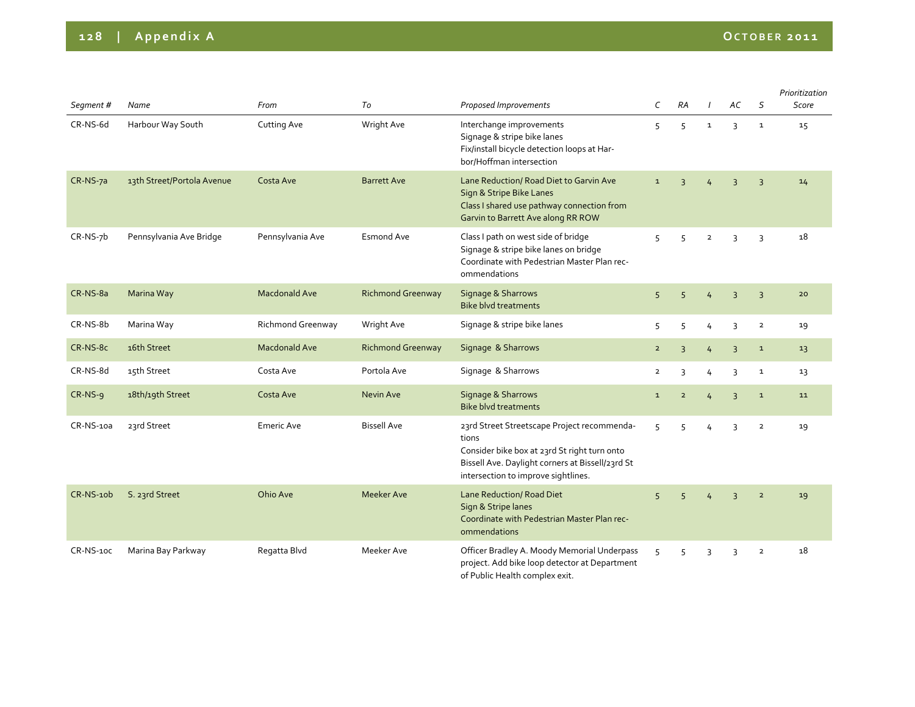| Segment # | Name | From | To | Proposed Improvements | C | RA | I | AC | S | Prioritization Score |
|---|---|---|---|---|---|---|---|---|---|---|
| CR-NS-6d | Harbour Way South | Cutting Ave | Wright Ave | Interchange improvements<br>Signage & stripe bike lanes<br>Fix/install bicycle detection loops at Harbor/Hoffman intersection | 5 | 5 | 1 | 3 | 1 | 15 |
| CR-NS-7a | 13th Street/Portola Avenue | Costa Ave | Barrett Ave | Lane Reduction/ Road Diet to Garvin Ave<br>Sign & Stripe Bike Lanes<br>Class I shared use pathway connection from Garvin to Barrett Ave along RR ROW | 1 | 3 | 4 | 3 | 3 | 14 |
| CR-NS-7b | Pennsylvania Ave Bridge | Pennsylvania Ave | Esmond Ave | Class I path on west side of bridge<br>Signage & stripe bike lanes on bridge<br>Coordinate with Pedestrian Master Plan recommendations | 5 | 5 | 2 | 3 | 3 | 18 |
| CR-NS-8a | Marina Way | Macdonald Ave | Richmond Greenway | Signage & Sharrows<br>Bike blvd treatments | 5 | 5 | 4 | 3 | 3 | 20 |
| CR-NS-8b | Marina Way | Richmond Greenway | Wright Ave | Signage & stripe bike lanes | 5 | 5 | 4 | 3 | 2 | 19 |
| CR-NS-8c | 16th Street | Macdonald Ave | Richmond Greenway | Signage & Sharrows | 2 | 3 | 4 | 3 | 1 | 13 |
| CR-NS-8d | 15th Street | Costa Ave | Portola Ave | Signage & Sharrows | 2 | 3 | 4 | 3 | 1 | 13 |
| CR-NS-9 | 18th/19th Street | Costa Ave | Nevin Ave | Signage & Sharrows<br>Bike blvd treatments | 1 | 2 | 4 | 3 | 1 | 11 |
| CR-NS-10a | 23rd Street | Emeric Ave | Bissell Ave | 23rd Street Streetscape Project recommendations<br>Consider bike box at 23rd St right turn onto Bissell Ave. Daylight corners at Bissell/23rd St intersection to improve sightlines. | 5 | 5 | 4 | 3 | 2 | 19 |
| CR-NS-10b | S. 23rd Street | Ohio Ave | Meeker Ave | Lane Reduction/ Road Diet<br>Sign & Stripe lanes<br>Coordinate with Pedestrian Master Plan recommendations | 5 | 5 | 4 | 3 | 2 | 19 |
| CR-NS-10c | Marina Bay Parkway | Regatta Blvd | Meeker Ave | Officer Bradley A. Moody Memorial Underpass project. Add bike loop detector at Department of Public Health complex exit. | 5 | 5 | 3 | 3 | 2 | 18 |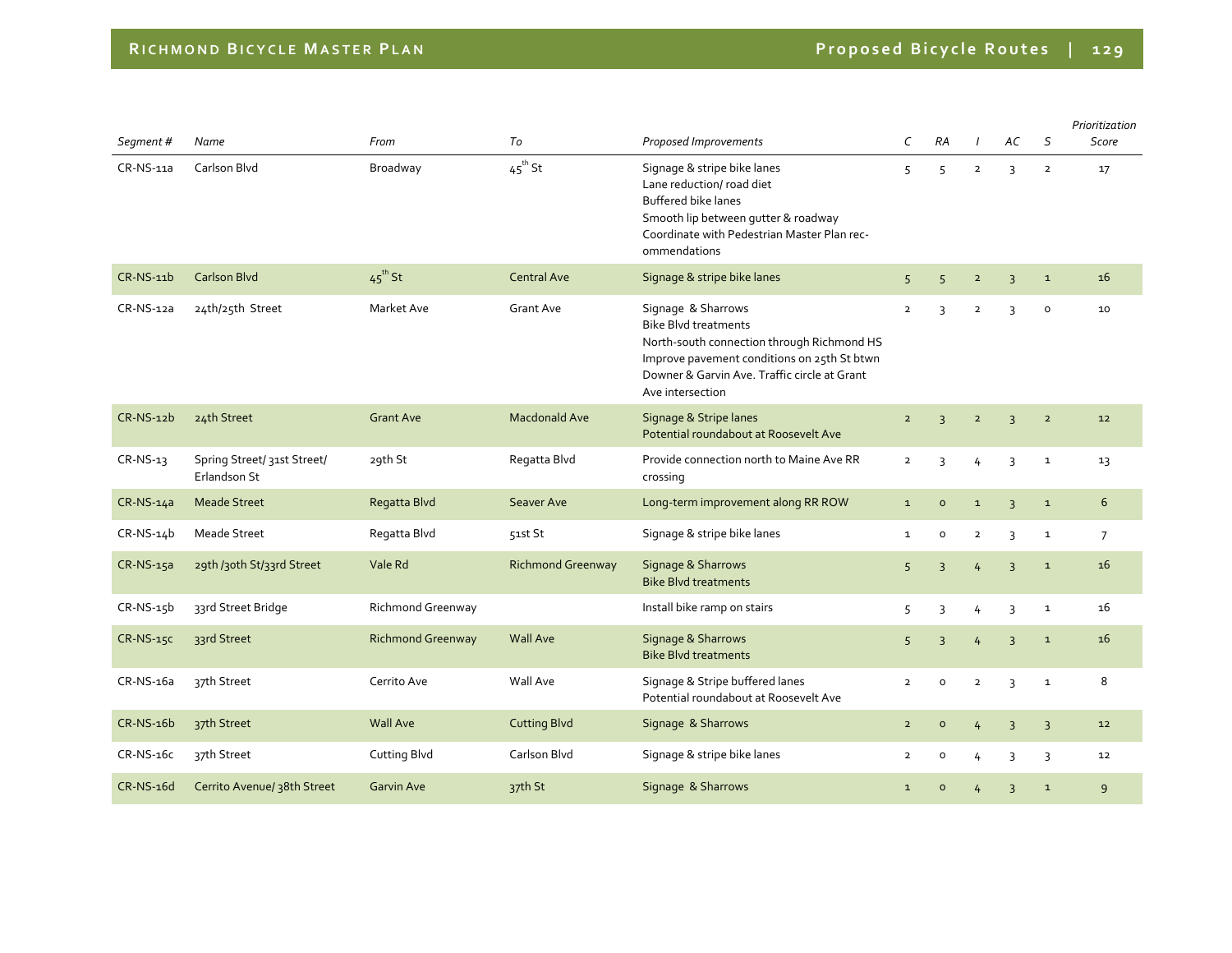| Segment # | Name | From | To | Proposed Improvements | C | RA | I | AC | S | Prioritization Score |
|---|---|---|---|---|---|---|---|---|---|---|
| CR-NS-11a | Carlson Blvd | Broadway | $45^{th}$ St | Signage & stripe bike lanes<br>Lane reduction/ road diet<br>Buffered bike lanes<br>Smooth lip between gutter & roadway<br>Coordinate with Pedestrian Master Plan recommendations | 5 | 5 | 2 | 3 | 2 | 17 |
| CR-NS-11b | Carlson Blvd | $45^{th}$ St | Central Ave | Signage & stripe bike lanes | 5 | 5 | 2 | 3 | 1 | 16 |
| CR-NS-12a | 24th/25th Street | Market Ave | Grant Ave | Signage & Sharrows<br>Bike Blvd treatments<br>North-south connection through Richmond HS<br>Improve pavement conditions on 25th St btwn Downer & Garvin Ave. Traffic circle at Grant Ave intersection | 2 | 3 | 2 | 3 | 0 | 10 |
| CR-NS-12b | 24th Street | Grant Ave | Macdonald Ave | Signage & Stripe lanes<br>Potential roundabout at Roosevelt Ave | 2 | 3 | 2 | 3 | 2 | 12 |
| CR-NS-13 | Spring Street/ 31st Street/ Erlandson St | 29th St | Regatta Blvd | Provide connection north to Maine Ave RR crossing | 2 | 3 | 4 | 3 | 1 | 13 |
| CR-NS-14a | Meade Street | Regatta Blvd | Seaver Ave | Long-term improvement along RR ROW | 1 | 0 | 1 | 3 | 1 | 6 |
| CR-NS-14b | Meade Street | Regatta Blvd | 51st St | Signage & stripe bike lanes | 1 | 0 | 2 | 3 | 1 | 7 |
| CR-NS-15a | 29th /30th St/33rd Street | Vale Rd | Richmond Greenway | Signage & Sharrows<br>Bike Blvd treatments | 5 | 3 | 4 | 3 | 1 | 16 |
| CR-NS-15b | 33rd Street Bridge | Richmond Greenway | | Install bike ramp on stairs | 5 | 3 | 4 | 3 | 1 | 16 |
| CR-NS-15c | 33rd Street | Richmond Greenway | Wall Ave | Signage & Sharrows<br>Bike Blvd treatments | 5 | 3 | 4 | 3 | 1 | 16 |
| CR-NS-16a | 37th Street | Cerrito Ave | Wall Ave | Signage & Stripe buffered lanes<br>Potential roundabout at Roosevelt Ave | 2 | 0 | 2 | 3 | 1 | 8 |
| CR-NS-16b | 37th Street | Wall Ave | Cutting Blvd | Signage & Sharrows | 2 | 0 | 4 | 3 | 3 | 12 |
| CR-NS-16c | 37th Street | Cutting Blvd | Carlson Blvd | Signage & stripe bike lanes | 2 | 0 | 4 | 3 | 3 | 12 |
| CR-NS-16d | Cerrito Avenue/ 38th Street | Garvin Ave | 37th St | Signage & Sharrows | 1 | 0 | 4 | 3 | 1 | 9 |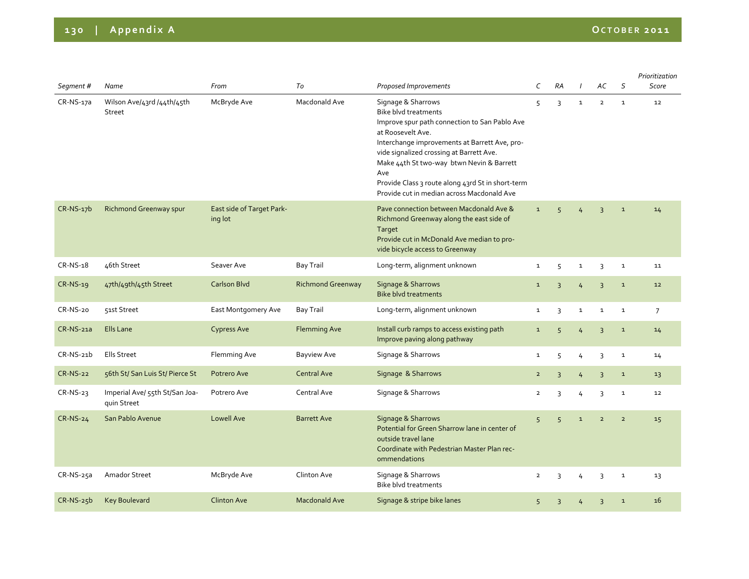| Segment # | Name | From | To | Proposed Improvements | C | RA | I | AC | S | Prioritization Score |
|---|---|---|---|---|---|---|---|---|---|---|
| CR-NS-17a | Wilson Ave/43rd /44th/45th Street | McBryde Ave | Macdonald Ave | Signage & Sharrows<br>Bike blvd treatments<br>Improve spur path connection to San Pablo Ave at Roosevelt Ave.<br>Interchange improvements at Barrett Ave, provide signalized crossing at Barrett Ave.<br>Make 44th St two-way btwn Nevin & Barrett Ave<br>Provide Class 3 route along 43rd St in short-term<br>Provide cut in median across Macdonald Ave | 5 | 3 | 1 | 2 | 1 | 12 |
| CR-NS-17b | Richmond Greenway spur | East side of Target Parking lot | | Pave connection between Macdonald Ave & Richmond Greenway along the east side of Target<br>Provide cut in McDonald Ave median to provide bicycle access to Greenway | 1 | 5 | 4 | 3 | 1 | 14 |
| CR-NS-18 | 46th Street | Seaver Ave | Bay Trail | Long-term, alignment unknown | 1 | 5 | 1 | 3 | 1 | 11 |
| CR-NS-19 | 47th/49th/45th Street | Carlson Blvd | Richmond Greenway | Signage & Sharrows<br>Bike blvd treatments | 1 | 3 | 4 | 3 | 1 | 12 |
| CR-NS-20 | 51st Street | East Montgomery Ave | Bay Trail | Long-term, alignment unknown | 1 | 3 | 1 | 1 | 1 | 7 |
| CR-NS-21a | Ells Lane | Cypress Ave | Flemming Ave | Install curb ramps to access existing path<br>Improve paving along pathway | 1 | 5 | 4 | 3 | 1 | 14 |
| CR-NS-21b | Ells Street | Flemming Ave | Bayview Ave | Signage & Sharrows | 1 | 5 | 4 | 3 | 1 | 14 |
| CR-NS-22 | 56th St/ San Luis St/ Pierce St | Potrero Ave | Central Ave | Signage & Sharrows | 2 | 3 | 4 | 3 | 1 | 13 |
| CR-NS-23 | Imperial Ave/ 55th St/San Joaquin Street | Potrero Ave | Central Ave | Signage & Sharrows | 2 | 3 | 4 | 3 | 1 | 12 |
| CR-NS-24 | San Pablo Avenue | Lowell Ave | Barrett Ave | Signage & Sharrows<br>Potential for Green Sharrow lane in center of outside travel lane<br>Coordinate with Pedestrian Master Plan recommendations | 5 | 5 | 1 | 2 | 2 | 15 |
| CR-NS-25a | Amador Street | McBryde Ave | Clinton Ave | Signage & Sharrows<br>Bike blvd treatments | 2 | 3 | 4 | 3 | 1 | 13 |
| CR-NS-25b | Key Boulevard | Clinton Ave | Macdonald Ave | Signage & stripe bike lanes | 5 | 3 | 4 | 3 | 1 | 16 |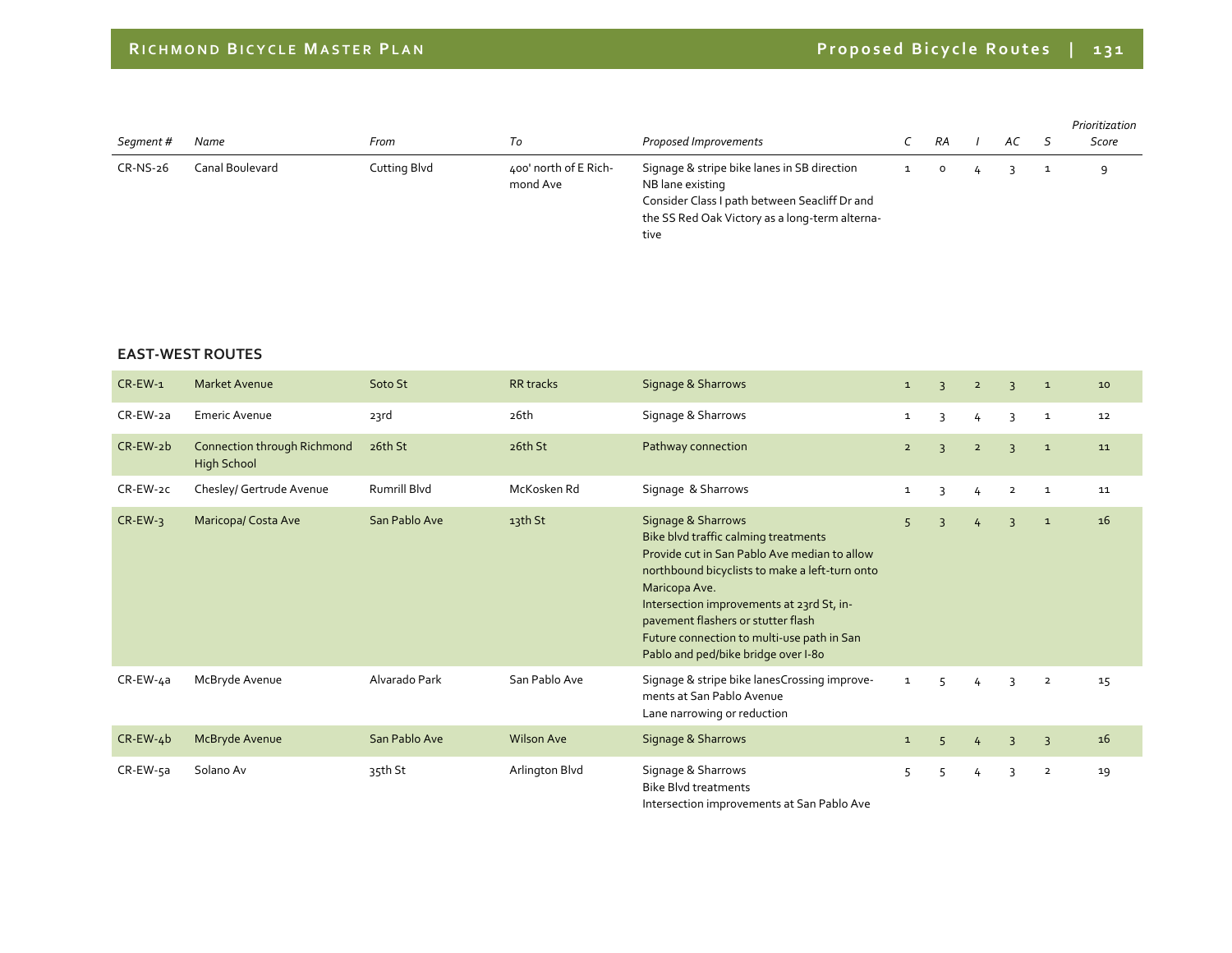| Segment # | Name | From | To | Proposed Improvements | C | RA | I | AC | S | Prioritization Score |
|---|---|---|---|---|---|---|---|---|---|---|
| CR-NS-26 | Canal Boulevard | Cutting Blvd | 400' north of E Richmond Ave | Signage & stripe bike lanes in SB direction<br>NB lane existing<br>Consider Class I path between Seacliff Dr and the SS Red Oak Victory as a long-term alternative | 1 | 0 | 4 | 3 | 1 | 9 |

**EAST-WEST ROUTES**

| Segment # | Name | From | To | Proposed Improvements | C | RA | I | AC | S | Prioritization Score |
|---|---|---|---|---|---|---|---|---|---|---|
| CR-EW-1 | Market Avenue | Soto St | RR tracks | Signage & Sharrows | 1 | 3 | 2 | 3 | 1 | 10 |
| CR-EW-2a | Emeric Avenue | 23rd | 26th | Signage & Sharrows | 1 | 3 | 4 | 3 | 1 | 12 |
| CR-EW-2b | Connection through Richmond High School | 26th St | 26th St | Pathway connection | 2 | 3 | 2 | 3 | 1 | 11 |
| CR-EW-2c | Chesley/ Gertrude Avenue | Rumrill Blvd | McKosken Rd | Signage & Sharrows | 1 | 3 | 4 | 2 | 1 | 11 |
| CR-EW-3 | Maricopa/ Costa Ave | San Pablo Ave | 13th St | Signage & Sharrows<br>Bike blvd traffic calming treatments<br>Provide cut in San Pablo Ave median to allow northbound bicyclists to make a left-turn onto Maricopa Ave.<br>Intersection improvements at 23rd St, in-pavement flashers or stutter flash<br>Future connection to multi-use path in San Pablo and ped/bike bridge over I-80 | 5 | 3 | 4 | 3 | 1 | 16 |
| CR-EW-4a | McBryde Avenue | Alvarado Park | San Pablo Ave | Signage & stripe bike lanesCrossing improvements at San Pablo Avenue<br>Lane narrowing or reduction | 1 | 5 | 4 | 3 | 2 | 15 |
| CR-EW-4b | McBryde Avenue | San Pablo Ave | Wilson Ave | Signage & Sharrows | 1 | 5 | 4 | 3 | 3 | 16 |
| CR-EW-5a | Solano Av | 35th St | Arlington Blvd | Signage & Sharrows<br>Bike Blvd treatments<br>Intersection improvements at San Pablo Ave | 5 | 5 | 4 | 3 | 2 | 19 |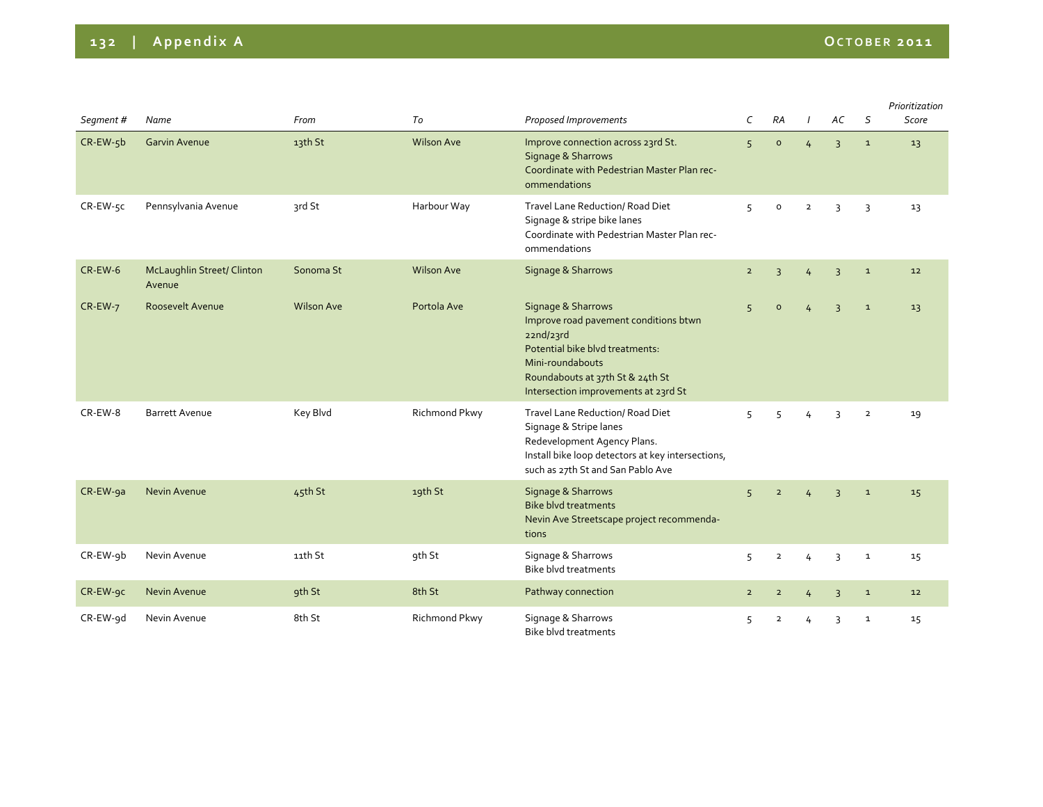| Segment # | Name | From | To | Proposed Improvements | C | RA | I | AC | S | Prioritization Score |
|---|---|---|---|---|---|---|---|---|---|---|
| CR-EW-5b | Garvin Avenue | 13th St | Wilson Ave | Improve connection across 23rd St.<br>Signage & Sharrows<br>Coordinate with Pedestrian Master Plan recommendations | 5 | 0 | 4 | 3 | 1 | 13 |
| CR-EW-5c | Pennsylvania Avenue | 3rd St | Harbour Way | Travel Lane Reduction/ Road Diet<br>Signage & stripe bike lanes<br>Coordinate with Pedestrian Master Plan recommendations | 5 | 0 | 2 | 3 | 3 | 13 |
| CR-EW-6 | McLaughlin Street/ Clinton Avenue | Sonoma St | Wilson Ave | Signage & Sharrows | 2 | 3 | 4 | 3 | 1 | 12 |
| CR-EW-7 | Roosevelt Avenue | Wilson Ave | Portola Ave | Signage & Sharrows<br>Improve road pavement conditions btwn 22nd/23rd<br>Potential bike blvd treatments:<br>Mini-roundabouts<br>Roundabouts at 37th St & 24th St<br>Intersection improvements at 23rd St | 5 | 0 | 4 | 3 | 1 | 13 |
| CR-EW-8 | Barrett Avenue | Key Blvd | Richmond Pkwy | Travel Lane Reduction/ Road Diet<br>Signage & Stripe lanes<br>Redevelopment Agency Plans.<br>Install bike loop detectors at key intersections, such as 27th St and San Pablo Ave | 5 | 5 | 4 | 3 | 2 | 19 |
| CR-EW-9a | Nevin Avenue | 45th St | 19th St | Signage & Sharrows<br>Bike blvd treatments<br>Nevin Ave Streetscape project recommendations | 5 | 2 | 4 | 3 | 1 | 15 |
| CR-EW-9b | Nevin Avenue | 11th St | 9th St | Signage & Sharrows<br>Bike blvd treatments | 5 | 2 | 4 | 3 | 1 | 15 |
| CR-EW-9c | Nevin Avenue | 9th St | 8th St | Pathway connection | 2 | 2 | 4 | 3 | 1 | 12 |
| CR-EW-9d | Nevin Avenue | 8th St | Richmond Pkwy | Signage & Sharrows<br>Bike blvd treatments | 5 | 2 | 4 | 3 | 1 | 15 |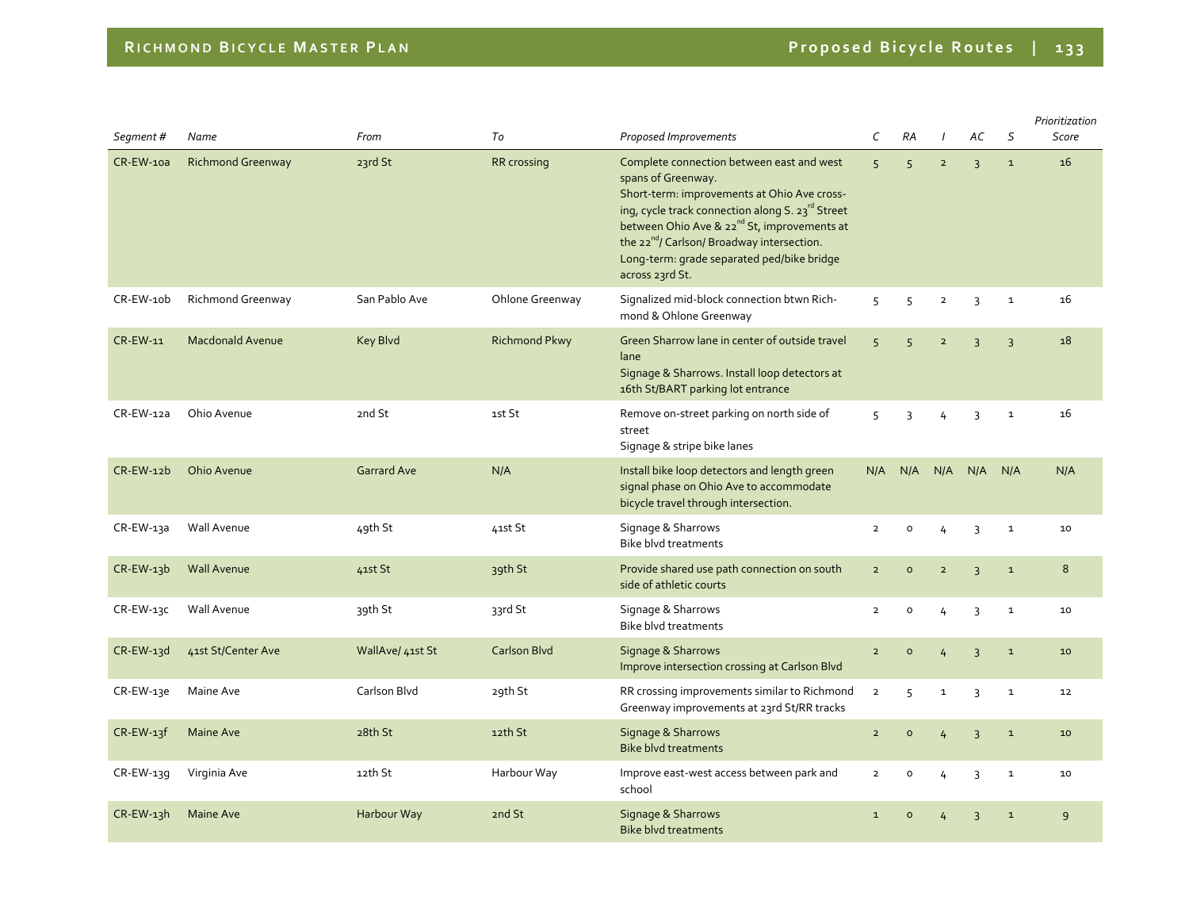| *Segment #* | *Name* | *From* | *To* | *Proposed Improvements* | *C* | *RA* | *I* | *AC* | *S* | *Prioritization Score* |
|---|---|---|---|---|---|---|---|---|---|---|
| CR-EW-10a | Richmond Greenway | 23rd St | RR crossing | Complete connection between east and west spans of Greenway.<br>Short-term: improvements at Ohio Ave crossing, cycle track connection along S. 23rd Street between Ohio Ave & 22nd St, improvements at the 22nd/ Carlson/ Broadway intersection.<br>Long-term: grade separated ped/bike bridge across 23rd St. | 5 | 5 | 2 | 3 | 1 | 16 |
| CR-EW-10b | Richmond Greenway | San Pablo Ave | Ohlone Greenway | Signalized mid-block connection btwn Richmond & Ohlone Greenway | 5 | 5 | 2 | 3 | 1 | 16 |
| CR-EW-11 | Macdonald Avenue | Key Blvd | Richmond Pkwy | Green Sharrow lane in center of outside travel lane<br>Signage & Sharrows. Install loop detectors at 16th St/BART parking lot entrance | 5 | 5 | 2 | 3 | 3 | 18 |
| CR-EW-12a | Ohio Avenue | 2nd St | 1st St | Remove on-street parking on north side of street<br>Signage & stripe bike lanes | 5 | 3 | 4 | 3 | 1 | 16 |
| CR-EW-12b | Ohio Avenue | Garrard Ave | N/A | Install bike loop detectors and length green signal phase on Ohio Ave to accommodate bicycle travel through intersection. | N/A | N/A | N/A | N/A | N/A | N/A |
| CR-EW-13a | Wall Avenue | 49th St | 41st St | Signage & Sharrows<br>Bike blvd treatments | 2 | 0 | 4 | 3 | 1 | 10 |
| CR-EW-13b | Wall Avenue | 41st St | 39th St | Provide shared use path connection on south side of athletic courts | 2 | 0 | 2 | 3 | 1 | 8 |
| CR-EW-13c | Wall Avenue | 39th St | 33rd St | Signage & Sharrows<br>Bike blvd treatments | 2 | 0 | 4 | 3 | 1 | 10 |
| CR-EW-13d | 41st St/Center Ave | WallAve/ 41st St | Carlson Blvd | Signage & Sharrows<br>Improve intersection crossing at Carlson Blvd | 2 | 0 | 4 | 3 | 1 | 10 |
| CR-EW-13e | Maine Ave | Carlson Blvd | 29th St | RR crossing improvements similar to Richmond Greenway improvements at 23rd St/RR tracks | 2 | 5 | 1 | 3 | 1 | 12 |
| CR-EW-13f | Maine Ave | 28th St | 12th St | Signage & Sharrows<br>Bike blvd treatments | 2 | 0 | 4 | 3 | 1 | 10 |
| CR-EW-13g | Virginia Ave | 12th St | Harbour Way | Improve east-west access between park and school | 2 | 0 | 4 | 3 | 1 | 10 |
| CR-EW-13h | Maine Ave | Harbour Way | 2nd St | Signage & Sharrows<br>Bike blvd treatments | 1 | 0 | 4 | 3 | 1 | 9 |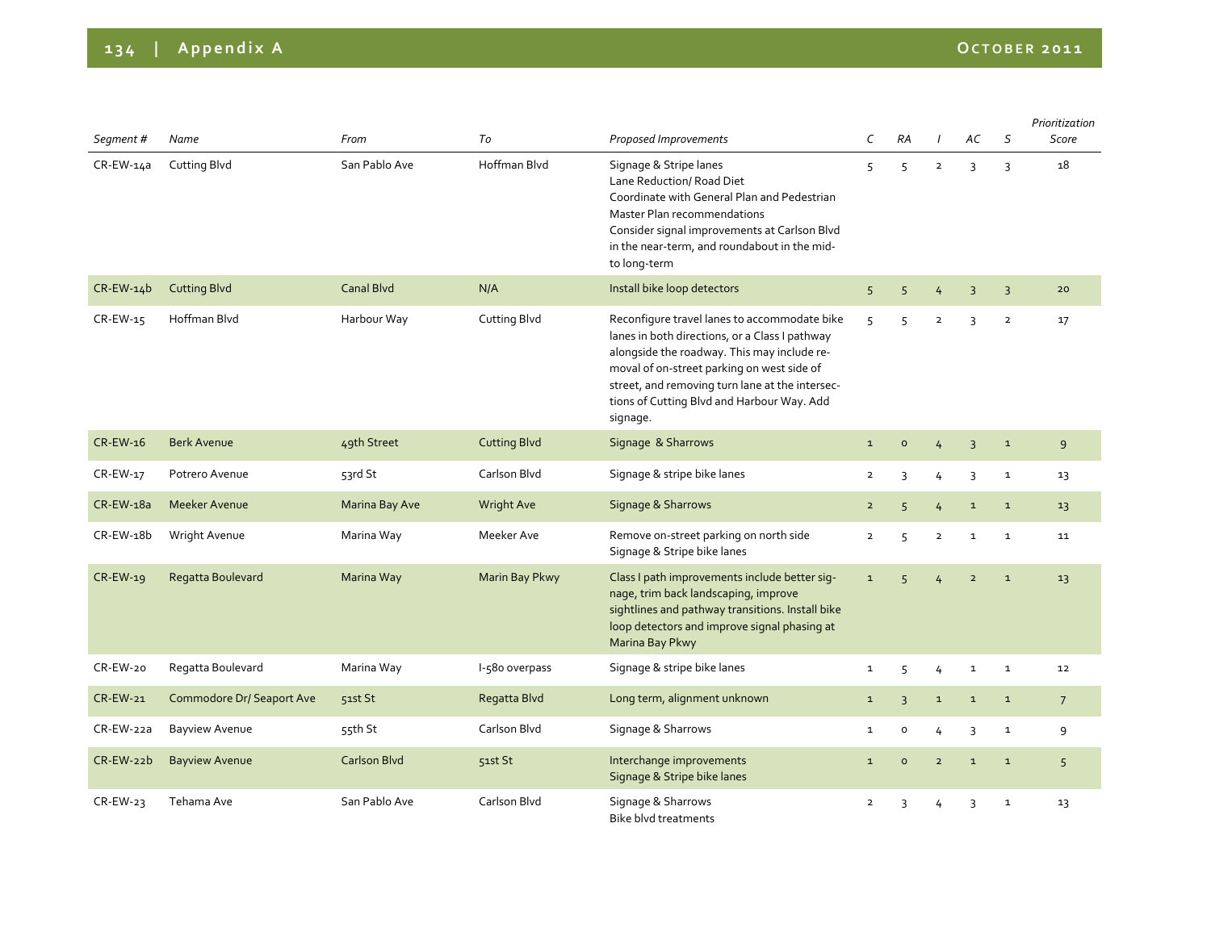| Segment # | Name | From | To | Proposed Improvements | C | RA | I | AC | S | Prioritization Score |
|---|---|---|---|---|---|---|---|---|---|---|
| CR-EW-14a | Cutting Blvd | San Pablo Ave | Hoffman Blvd | Signage & Stripe lanes<br>Lane Reduction/ Road Diet<br>Coordinate with General Plan and Pedestrian Master Plan recommendations<br>Consider signal improvements at Carlson Blvd in the near-term, and roundabout in the mid- to long-term | 5 | 5 | 2 | 3 | 3 | 18 |
| CR-EW-14b | Cutting Blvd | Canal Blvd | N/A | Install bike loop detectors | 5 | 5 | 4 | 3 | 3 | 20 |
| CR-EW-15 | Hoffman Blvd | Harbour Way | Cutting Blvd | Reconfigure travel lanes to accommodate bike lanes in both directions, or a Class I pathway alongside the roadway. This may include removal of on-street parking on west side of street, and removing turn lane at the intersections of Cutting Blvd and Harbour Way. Add signage. | 5 | 5 | 2 | 3 | 2 | 17 |
| CR-EW-16 | Berk Avenue | 49th Street | Cutting Blvd | Signage & Sharrows | 1 | 0 | 4 | 3 | 1 | 9 |
| CR-EW-17 | Potrero Avenue | 53rd St | Carlson Blvd | Signage & stripe bike lanes | 2 | 3 | 4 | 3 | 1 | 13 |
| CR-EW-18a | Meeker Avenue | Marina Bay Ave | Wright Ave | Signage & Sharrows | 2 | 5 | 4 | 1 | 1 | 13 |
| CR-EW-18b | Wright Avenue | Marina Way | Meeker Ave | Remove on-street parking on north side<br>Signage & Stripe bike lanes | 2 | 5 | 2 | 1 | 1 | 11 |
| CR-EW-19 | Regatta Boulevard | Marina Way | Marin Bay Pkwy | Class I path improvements include better signage, trim back landscaping, improve sightlines and pathway transitions. Install bike loop detectors and improve signal phasing at Marina Bay Pkwy | 1 | 5 | 4 | 2 | 1 | 13 |
| CR-EW-20 | Regatta Boulevard | Marina Way | I-580 overpass | Signage & stripe bike lanes | 1 | 5 | 4 | 1 | 1 | 12 |
| CR-EW-21 | Commodore Dr/ Seaport Ave | 51st St | Regatta Blvd | Long term, alignment unknown | 1 | 3 | 1 | 1 | 1 | 7 |
| CR-EW-22a | Bayview Avenue | 55th St | Carlson Blvd | Signage & Sharrows | 1 | 0 | 4 | 3 | 1 | 9 |
| CR-EW-22b | Bayview Avenue | Carlson Blvd | 51st St | Interchange improvements<br>Signage & Stripe bike lanes | 1 | 0 | 2 | 1 | 1 | 5 |
| CR-EW-23 | Tehama Ave | San Pablo Ave | Carlson Blvd | Signage & Sharrows<br>Bike blvd treatments | 2 | 3 | 4 | 3 | 1 | 13 |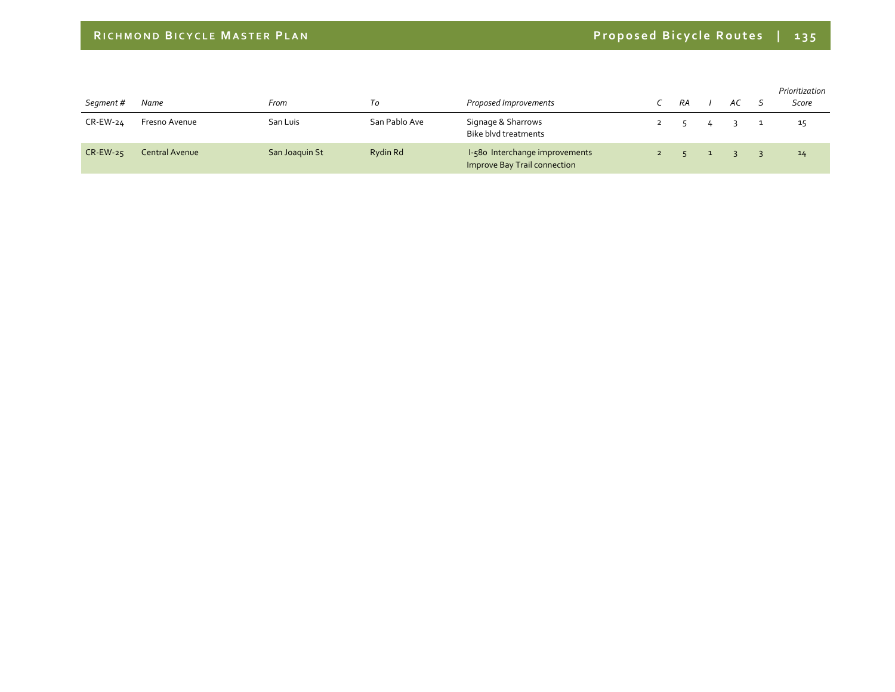| Segment # | Name | From | To | Proposed Improvements | C | RA | I | AC | S | Prioritization Score |
|---|---|---|---|---|---|---|---|---|---|---|
| CR-EW-24 | Fresno Avenue | San Luis | San Pablo Ave | Signage & Sharrows<br>Bike blvd treatments | 2 | 5 | 4 | 3 | 1 | 15 |
| CR-EW-25 | Central Avenue | San Joaquin St | Rydin Rd | I-580 Interchange improvements<br>Improve Bay Trail connection | 2 | 5 | 1 | 3 | 3 | 14 |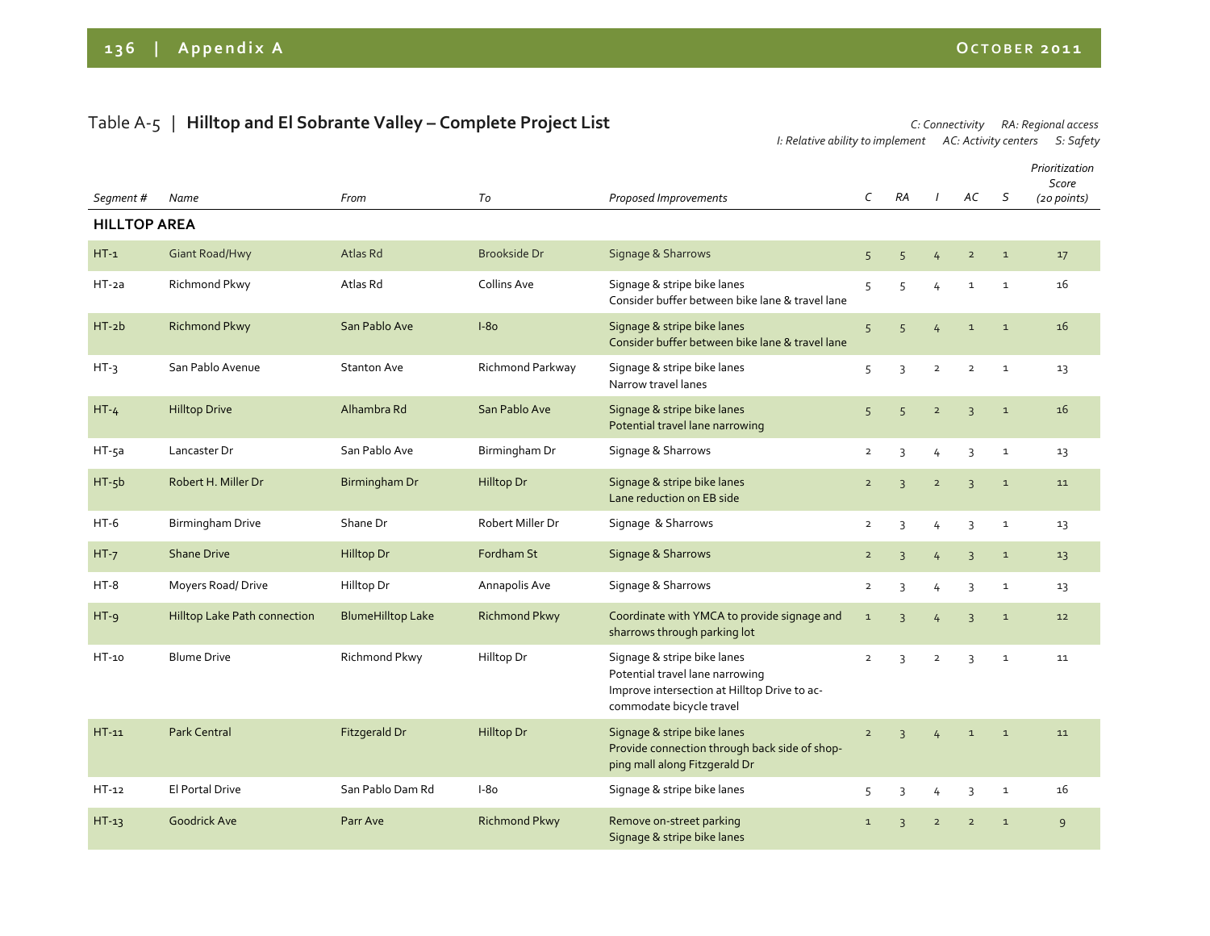## Table A-5 | **Hilltop and El Sobrante Valley – Complete Project List**

*C: Connectivity RA: Regional access*
*I: Relative ability to implement AC: Activity centers S: Safety*

| *Segment #* | *Name* | *From* | *To* | *Proposed Improvements* | *C* | *RA* | *I* | *AC* | *S* | *Prioritization Score (20 points)* |
|---|---|---|---|---|---|---|---|---|---|---|
| **HILLTOP AREA** | | | | | | | | | | |
| HT-1 | Giant Road/Hwy | Atlas Rd | Brookside Dr | Signage & Sharrows | 5 | 5 | 4 | 2 | 1 | 17 |
| HT-2a | Richmond Pkwy | Atlas Rd | Collins Ave | Signage & stripe bike lanes<br>Consider buffer between bike lane & travel lane | 5 | 5 | 4 | 1 | 1 | 16 |
| HT-2b | Richmond Pkwy | San Pablo Ave | I-80 | Signage & stripe bike lanes<br>Consider buffer between bike lane & travel lane | 5 | 5 | 4 | 1 | 1 | 16 |
| HT-3 | San Pablo Avenue | Stanton Ave | Richmond Parkway | Signage & stripe bike lanes<br>Narrow travel lanes | 5 | 3 | 2 | 2 | 1 | 13 |
| HT-4 | Hilltop Drive | Alhambra Rd | San Pablo Ave | Signage & stripe bike lanes<br>Potential travel lane narrowing | 5 | 5 | 2 | 3 | 1 | 16 |
| HT-5a | Lancaster Dr | San Pablo Ave | Birmingham Dr | Signage & Sharrows | 2 | 3 | 4 | 3 | 1 | 13 |
| HT-5b | Robert H. Miller Dr | Birmingham Dr | Hilltop Dr | Signage & stripe bike lanes<br>Lane reduction on EB side | 2 | 3 | 2 | 3 | 1 | 11 |
| HT-6 | Birmingham Drive | Shane Dr | Robert Miller Dr | Signage & Sharrows | 2 | 3 | 4 | 3 | 1 | 13 |
| HT-7 | Shane Drive | Hilltop Dr | Fordham St | Signage & Sharrows | 2 | 3 | 4 | 3 | 1 | 13 |
| HT-8 | Moyers Road/ Drive | Hilltop Dr | Annapolis Ave | Signage & Sharrows | 2 | 3 | 4 | 3 | 1 | 13 |
| HT-9 | Hilltop Lake Path connection | BlumeHilltop Lake | Richmond Pkwy | Coordinate with YMCA to provide signage and sharrows through parking lot | 1 | 3 | 4 | 3 | 1 | 12 |
| HT-10 | Blume Drive | Richmond Pkwy | Hilltop Dr | Signage & stripe bike lanes<br>Potential travel lane narrowing<br>Improve intersection at Hilltop Drive to accommodate bicycle travel | 2 | 3 | 2 | 3 | 1 | 11 |
| HT-11 | Park Central | Fitzgerald Dr | Hilltop Dr | Signage & stripe bike lanes<br>Provide connection through back side of shopping mall along Fitzgerald Dr | 2 | 3 | 4 | 1 | 1 | 11 |
| HT-12 | El Portal Drive | San Pablo Dam Rd | I-80 | Signage & stripe bike lanes | 5 | 3 | 4 | 3 | 1 | 16 |
| HT-13 | Goodrick Ave | Parr Ave | Richmond Pkwy | Remove on-street parking<br>Signage & stripe bike lanes | 1 | 3 | 2 | 2 | 1 | 9 |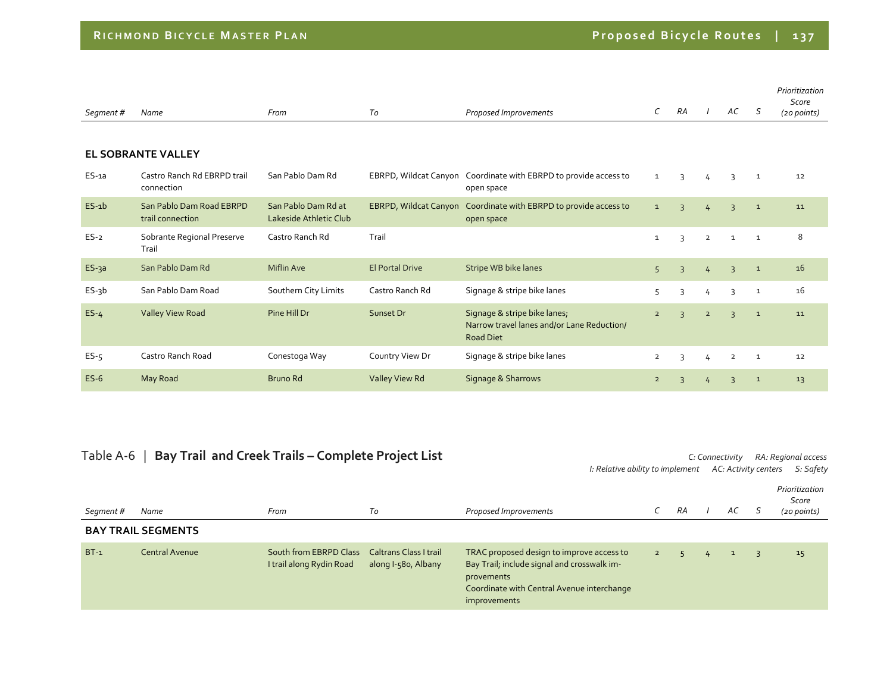| Segment # | Name | From | To | Proposed Improvements | C | RA | I | AC | S | Prioritization Score (20 points) |
|---|---|---|---|---|---|---|---|---|---|---|
| **EL SOBRANTE VALLEY** | | | | | | | | | | |
| ES-1a | Castro Ranch Rd EBRPD trail connection | San Pablo Dam Rd | EBRPD, Wildcat Canyon | Coordinate with EBRPD to provide access to open space | 1 | 3 | 4 | 3 | 1 | 12 |
| ES-1b | San Pablo Dam Road EBRPD trail connection | San Pablo Dam Rd at Lakeside Athletic Club | EBRPD, Wildcat Canyon | Coordinate with EBRPD to provide access to open space | 1 | 3 | 4 | 3 | 1 | 11 |
| ES-2 | Sobrante Regional Preserve Trail | Castro Ranch Rd | Trail | | 1 | 3 | 2 | 1 | 1 | 8 |
| ES-3a | San Pablo Dam Rd | Miflin Ave | El Portal Drive | Stripe WB bike lanes | 5 | 3 | 4 | 3 | 1 | 16 |
| ES-3b | San Pablo Dam Road | Southern City Limits | Castro Ranch Rd | Signage & stripe bike lanes | 5 | 3 | 4 | 3 | 1 | 16 |
| ES-4 | Valley View Road | Pine Hill Dr | Sunset Dr | Signage & stripe bike lanes; Narrow travel lanes and/or Lane Reduction/ Road Diet | 2 | 3 | 2 | 3 | 1 | 11 |
| ES-5 | Castro Ranch Road | Conestoga Way | Country View Dr | Signage & stripe bike lanes | 2 | 3 | 4 | 2 | 1 | 12 |
| ES-6 | May Road | Bruno Rd | Valley View Rd | Signage & Sharrows | 2 | 3 | 4 | 3 | 1 | 13 |

## Table A-6 | **Bay Trail and Creek Trails – Complete Project List**

*C: Connectivity RA: Regional access I: Relative ability to implement AC: Activity centers S: Safety*

| Segment # | Name | From | To | Proposed Improvements | C | RA | I | AC | S | Prioritization Score (20 points) |
|---|---|---|---|---|---|---|---|---|---|---|
| **BAY TRAIL SEGMENTS** | | | | | | | | | | |
| BT-1 | Central Avenue | South from EBRPD Class I trail along Rydin Road | Caltrans Class I trail along I-580, Albany | TRAC proposed design to improve access to Bay Trail; include signal and crosswalk improvements<br>Coordinate with Central Avenue interchange improvements | 2 | 5 | 4 | 1 | 3 | 15 |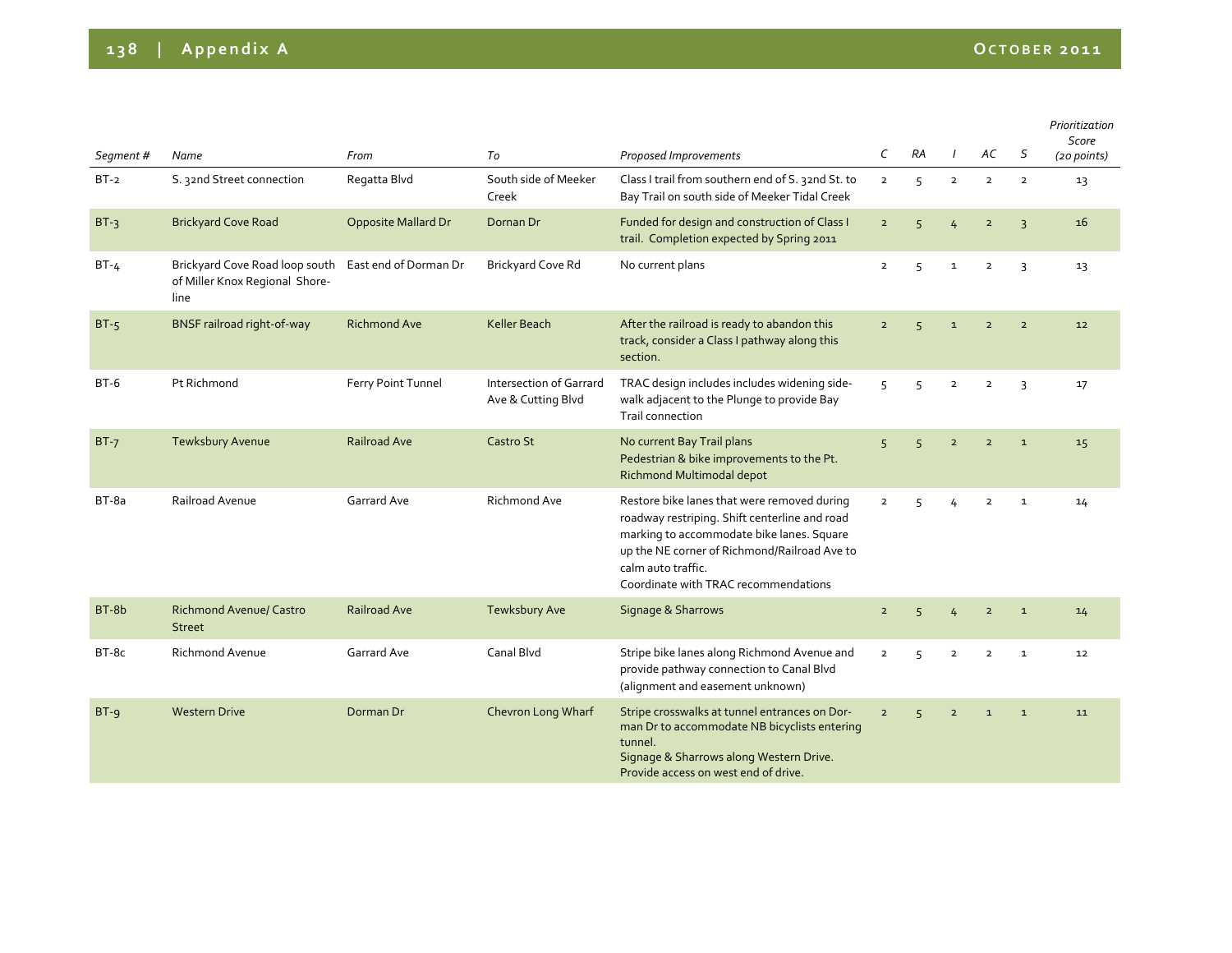| Segment # | Name | From | To | Proposed Improvements | C | RA | I | AC | S | Prioritization Score (20 points) |
|---|---|---|---|---|---|---|---|---|---|---|
| BT-2 | S. 32nd Street connection | Regatta Blvd | South side of Meeker Creek | Class I trail from southern end of S. 32nd St. to Bay Trail on south side of Meeker Tidal Creek | 2 | 5 | 2 | 2 | 2 | 13 |
| BT-3 | Brickyard Cove Road | Opposite Mallard Dr | Dornan Dr | Funded for design and construction of Class I trail. Completion expected by Spring 2011 | 2 | 5 | 4 | 2 | 3 | 16 |
| BT-4 | Brickyard Cove Road loop south of Miller Knox Regional Shore-line | East end of Dorman Dr | Brickyard Cove Rd | No current plans | 2 | 5 | 1 | 2 | 3 | 13 |
| BT-5 | BNSF railroad right-of-way | Richmond Ave | Keller Beach | After the railroad is ready to abandon this track, consider a Class I pathway along this section. | 2 | 5 | 1 | 2 | 2 | 12 |
| BT-6 | Pt Richmond | Ferry Point Tunnel | Intersection of Garrard Ave & Cutting Blvd | TRAC design includes includes widening side-walk adjacent to the Plunge to provide Bay Trail connection | 5 | 5 | 2 | 2 | 3 | 17 |
| BT-7 | Tewksbury Avenue | Railroad Ave | Castro St | No current Bay Trail plans<br>Pedestrian & bike improvements to the Pt. Richmond Multimodal depot | 5 | 5 | 2 | 2 | 1 | 15 |
| BT-8a | Railroad Avenue | Garrard Ave | Richmond Ave | Restore bike lanes that were removed during roadway restriping. Shift centerline and road marking to accommodate bike lanes. Square up the NE corner of Richmond/Railroad Ave to calm auto traffic.<br>Coordinate with TRAC recommendations | 2 | 5 | 4 | 2 | 1 | 14 |
| BT-8b | Richmond Avenue/ Castro Street | Railroad Ave | Tewksbury Ave | Signage & Sharrows | 2 | 5 | 4 | 2 | 1 | 14 |
| BT-8c | Richmond Avenue | Garrard Ave | Canal Blvd | Stripe bike lanes along Richmond Avenue and provide pathway connection to Canal Blvd (alignment and easement unknown) | 2 | 5 | 2 | 2 | 1 | 12 |
| BT-9 | Western Drive | Dorman Dr | Chevron Long Wharf | Stripe crosswalks at tunnel entrances on Dor-man Dr to accommodate NB bicyclists entering tunnel.<br>Signage & Sharrows along Western Drive.<br>Provide access on west end of drive. | 2 | 5 | 2 | 1 | 1 | 11 |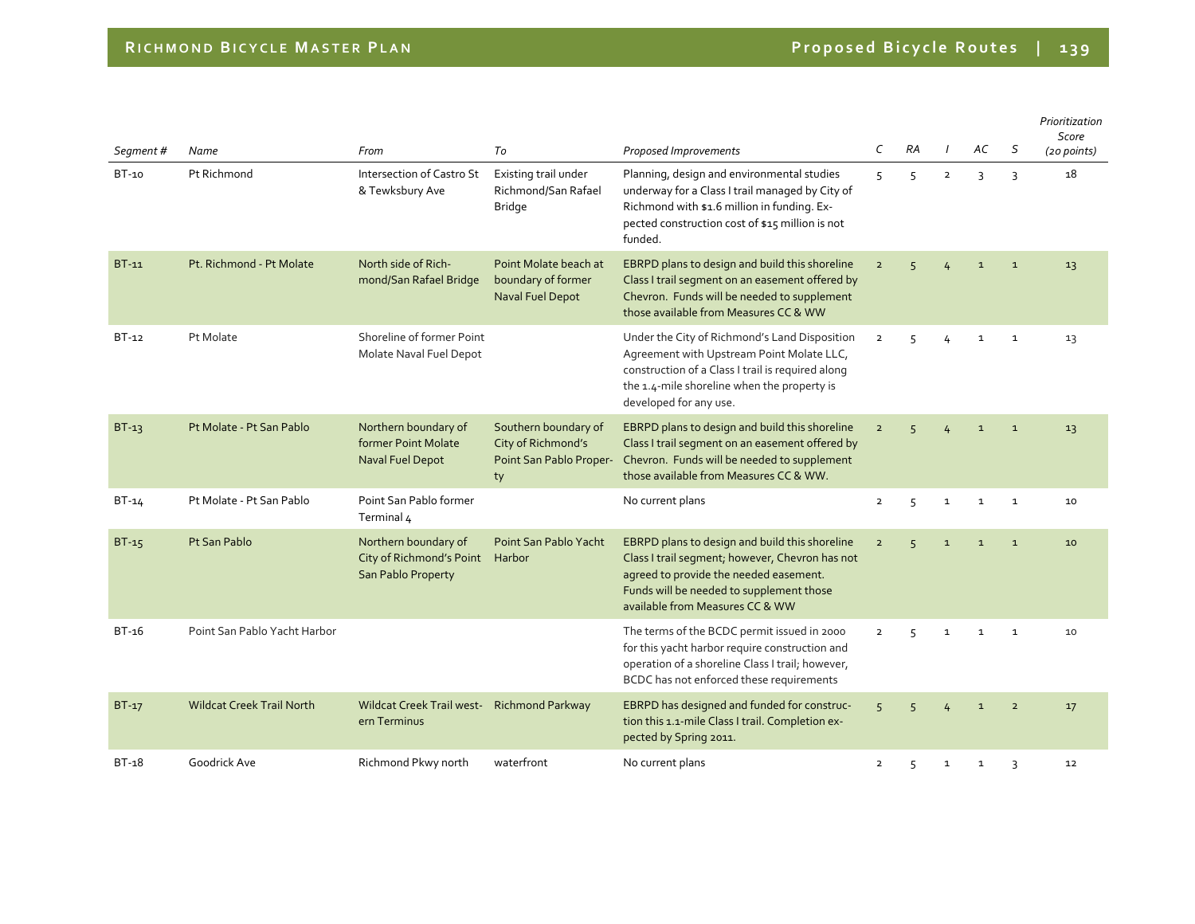| Segment # | Name | From | To | Proposed Improvements | C | RA | I | AC | S | Prioritization Score (20 points) |
|---|---|---|---|---|---|---|---|---|---|---|
| BT-10 | Pt Richmond | Intersection of Castro St & Tewksbury Ave | Existing trail under Richmond/San Rafael Bridge | Planning, design and environmental studies underway for a Class I trail managed by City of Richmond with $1.6 million in funding. Expected construction cost of $15 million is not funded. | 5 | 5 | 2 | 3 | 3 | 18 |
| BT-11 | Pt. Richmond - Pt Molate | North side of Richmond/San Rafael Bridge | Point Molate beach at boundary of former Naval Fuel Depot | EBRPD plans to design and build this shoreline Class I trail segment on an easement offered by Chevron. Funds will be needed to supplement those available from Measures CC & WW | 2 | 5 | 4 | 1 | 1 | 13 |
| BT-12 | Pt Molate | Shoreline of former Point Molate Naval Fuel Depot | | Under the City of Richmond's Land Disposition Agreement with Upstream Point Molate LLC, construction of a Class I trail is required along the 1.4-mile shoreline when the property is developed for any use. | 2 | 5 | 4 | 1 | 1 | 13 |
| BT-13 | Pt Molate - Pt San Pablo | Northern boundary of former Point Molate Naval Fuel Depot | Southern boundary of City of Richmond's Point San Pablo Property | EBRPD plans to design and build this shoreline Class I trail segment on an easement offered by Chevron. Funds will be needed to supplement those available from Measures CC & WW. | 2 | 5 | 4 | 1 | 1 | 13 |
| BT-14 | Pt Molate - Pt San Pablo | Point San Pablo former Terminal 4 | | No current plans | 2 | 5 | 1 | 1 | 1 | 10 |
| BT-15 | Pt San Pablo | Northern boundary of City of Richmond's Point San Pablo Property | Point San Pablo Yacht Harbor | EBRPD plans to design and build this shoreline Class I trail segment; however, Chevron has not agreed to provide the needed easement. Funds will be needed to supplement those available from Measures CC & WW | 2 | 5 | 1 | 1 | 1 | 10 |
| BT-16 | Point San Pablo Yacht Harbor | | | The terms of the BCDC permit issued in 2000 for this yacht harbor require construction and operation of a shoreline Class I trail; however, BCDC has not enforced these requirements | 2 | 5 | 1 | 1 | 1 | 10 |
| BT-17 | Wildcat Creek Trail North | Wildcat Creek Trail western Terminus | Richmond Parkway | EBRPD has designed and funded for construction this 1.1-mile Class I trail. Completion expected by Spring 2011. | 5 | 5 | 4 | 1 | 2 | 17 |
| BT-18 | Goodrick Ave | Richmond Pkwy north | waterfront | No current plans | 2 | 5 | 1 | 1 | 3 | 12 |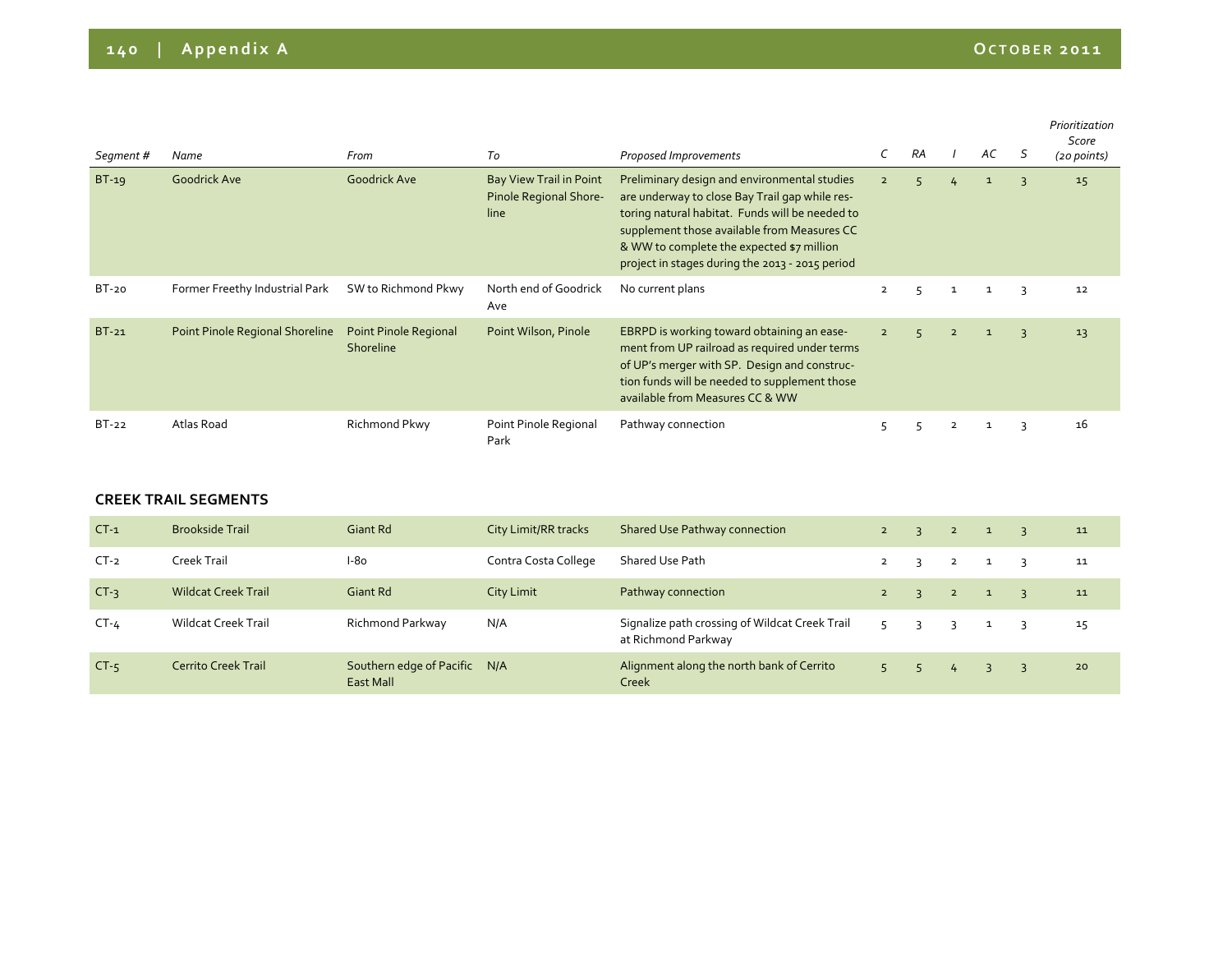| Segment # | Name | From | To | Proposed Improvements | C | RA | I | AC | S | Prioritization Score (20 points) |
|---|---|---|---|---|---|---|---|---|---|---|
| BT-19 | Goodrick Ave | Goodrick Ave | Bay View Trail in Point Pinole Regional Shoreline | Preliminary design and environmental studies are underway to close Bay Trail gap while restoring natural habitat. Funds will be needed to supplement those available from Measures CC & WW to complete the expected $7 million project in stages during the 2013 - 2015 period | 2 | 5 | 4 | 1 | 3 | 15 |
| BT-20 | Former Freethy Industrial Park | SW to Richmond Pkwy | North end of Goodrick Ave | No current plans | 2 | 5 | 1 | 1 | 3 | 12 |
| BT-21 | Point Pinole Regional Shoreline | Point Pinole Regional Shoreline | Point Wilson, Pinole | EBRPD is working toward obtaining an easement from UP railroad as required under terms of UP's merger with SP. Design and construction funds will be needed to supplement those available from Measures CC & WW | 2 | 5 | 2 | 1 | 3 | 13 |
| BT-22 | Atlas Road | Richmond Pkwy | Point Pinole Regional Park | Pathway connection | 5 | 5 | 2 | 1 | 3 | 16 |

### CREEK TRAIL SEGMENTS

| Segment # | Name | From | To | Proposed Improvements | C | RA | I | AC | S | Prioritization Score (20 points) |
|---|---|---|---|---|---|---|---|---|---|---|
| CT-1 | Brookside Trail | Giant Rd | City Limit/RR tracks | Shared Use Pathway connection | 2 | 3 | 2 | 1 | 3 | 11 |
| CT-2 | Creek Trail | I-80 | Contra Costa College | Shared Use Path | 2 | 3 | 2 | 1 | 3 | 11 |
| CT-3 | Wildcat Creek Trail | Giant Rd | City Limit | Pathway connection | 2 | 3 | 2 | 1 | 3 | 11 |
| CT-4 | Wildcat Creek Trail | Richmond Parkway | N/A | Signalize path crossing of Wildcat Creek Trail at Richmond Parkway | 5 | 3 | 3 | 1 | 3 | 15 |
| CT-5 | Cerrito Creek Trail | Southern edge of Pacific East Mall | N/A | Alignment along the north bank of Cerrito Creek | 5 | 5 | 4 | 3 | 3 | 20 |